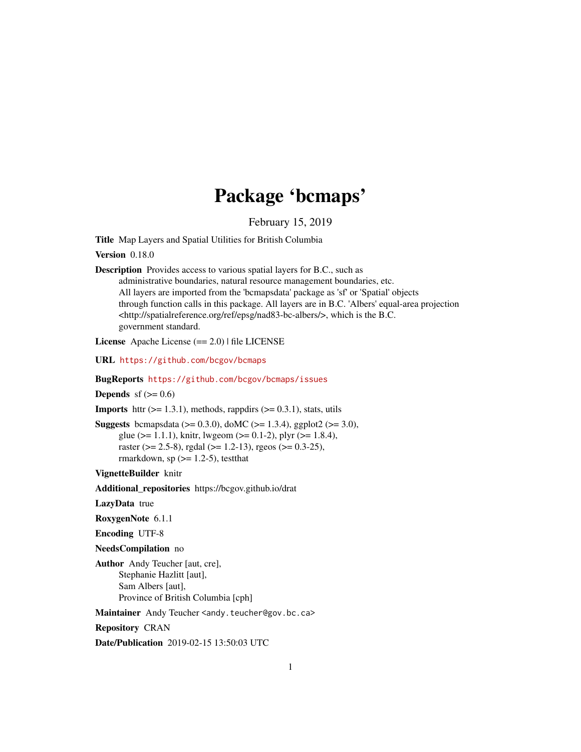# Package 'bcmaps'

February 15, 2019

**Title** Map Layers and Spatial Utilities for British Columbia

**Version** 0.18.0

**Description** Provides access to various spatial layers for B.C., such as administrative boundaries, natural resource management boundaries, etc. All layers are imported from the 'bcmapsdata' package as 'sf' or 'Spatial' objects through function calls in this package. All layers are in B.C. 'Albers' equal-area projection <http://spatialreference.org/ref/epsg/nad83-bc-albers/>, which is the B.C. government standard.

**License** Apache License (== 2.0) | file LICENSE

**URL** https://github.com/bcgov/bcmaps

**BugReports** https://github.com/bcgov/bcmaps/issues

**Depends** sf (>= 0.6)

**Imports** httr (>= 1.3.1), methods, rappdirs (>= 0.3.1), stats, utils

**Suggests** bcmapsdata (>= 0.3.0), doMC (>= 1.3.4), ggplot2 (>= 3.0), glue (>= 1.1.1), knitr, lwgeom (>= 0.1-2), plyr (>= 1.8.4), raster (>= 2.5-8), rgdal (>= 1.2-13), rgeos (>= 0.3-25), rmarkdown, sp (>= 1.2-5), testthat

**VignetteBuilder** knitr

**Additional_repositories** https://bcgov.github.io/drat

**LazyData** true

**RoxygenNote** 6.1.1

**Encoding** UTF-8

**NeedsCompilation** no

**Author** Andy Teucher [aut, cre], Stephanie Hazlitt [aut], Sam Albers [aut], Province of British Columbia [cph]

**Maintainer** Andy Teucher <andy.teucher@gov.bc.ca>

**Repository** CRAN

**Date/Publication** 2019-02-15 13:50:03 UTC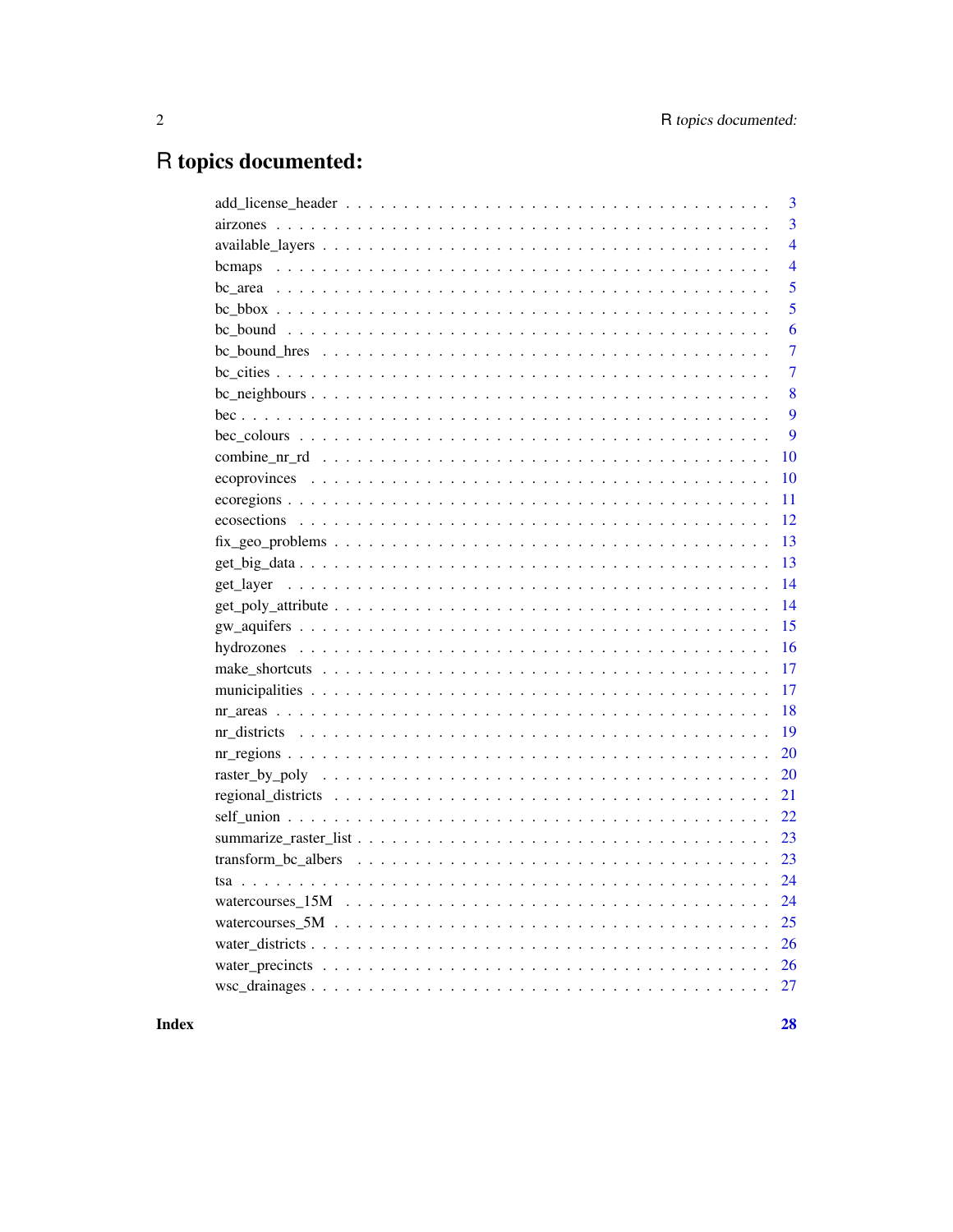# R topics documented:

| | |
|---|---|
| add_license_header | 3 |
| airzones | 3 |
| available_layers | 4 |
| bcmaps | 4 |
| bc_area | 5 |
| bc_bbox | 5 |
| bc_bound | 6 |
| bc_bound_hres | 7 |
| bc_cities | 7 |
| bc_neighbours | 8 |
| bec | 9 |
| bec_colours | 9 |
| combine_nr_rd | 10 |
| ecoprovinces | 10 |
| ecoregions | 11 |
| ecosections | 12 |
| fix_geo_problems | 13 |
| get_big_data | 13 |
| get_layer | 14 |
| get_poly_attribute | 14 |
| gw_aquifers | 15 |
| hydrozones | 16 |
| make_shortcuts | 17 |
| municipalities | 17 |
| nr_areas | 18 |
| nr_districts | 19 |
| nr_regions | 20 |
| raster_by_poly | 20 |
| regional_districts | 21 |
| self_union | 22 |
| summarize_raster_list | 23 |
| transform_bc_albers | 23 |
| tsa | 24 |
| watercourses_15M | 24 |
| watercourses_5M | 25 |
| water_districts | 26 |
| water_precincts | 26 |
| wsc_drainages | 27 |

**Index** **28**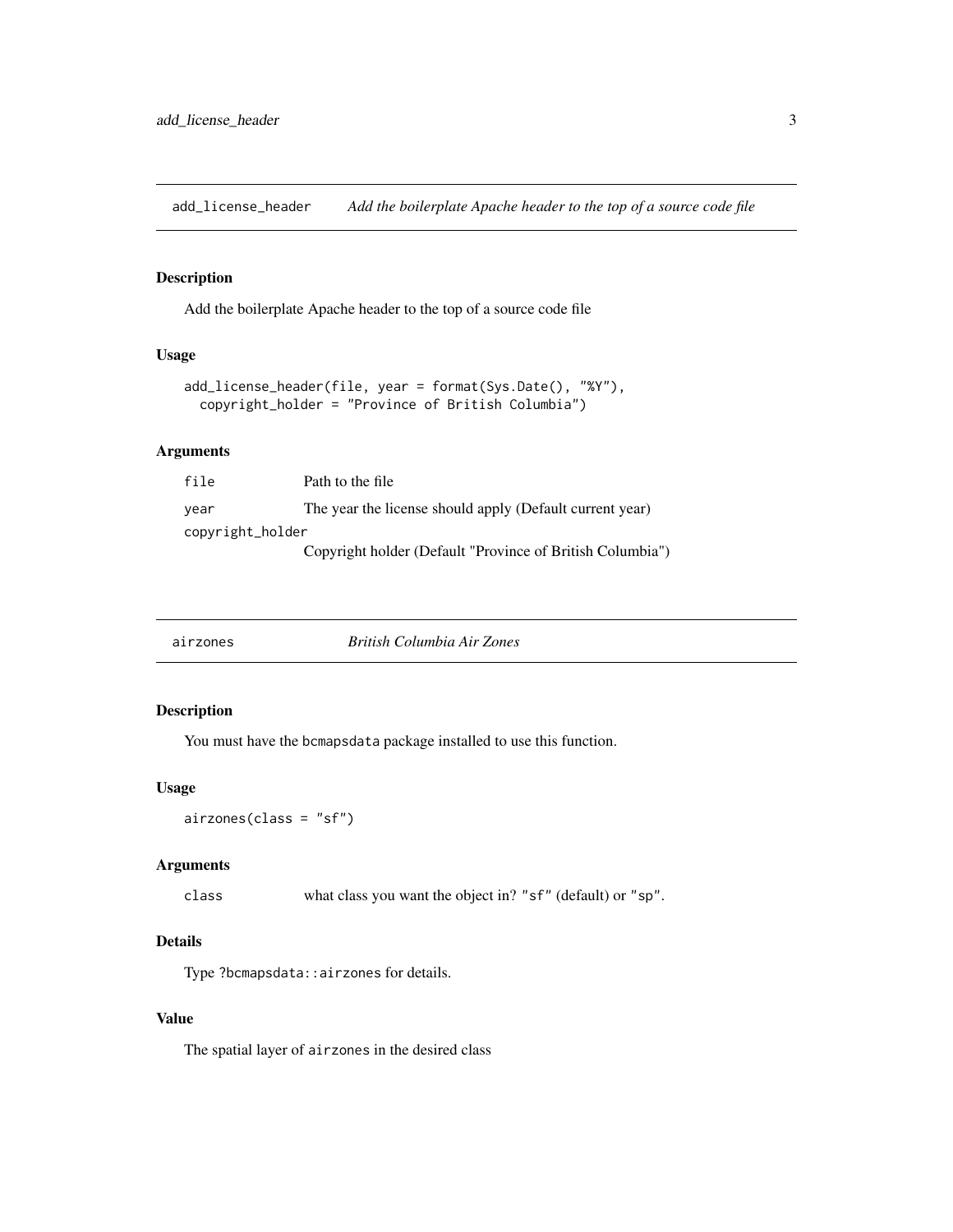## add_license_header — *Add the boilerplate Apache header to the top of a source code file*

### Description

Add the boilerplate Apache header to the top of a source code file

### Usage

```
add_license_header(file, year = format(Sys.Date(), "%Y"),
  copyright_holder = "Province of British Columbia")
```

### Arguments

| | |
|---|---|
| `file` | Path to the file |
| `year` | The year the license should apply (Default current year) |
| `copyright_holder` | Copyright holder (Default "Province of British Columbia") |

## airzones — *British Columbia Air Zones*

### Description

You must have the `bcmapsdata` package installed to use this function.

### Usage

```
airzones(class = "sf")
```

### Arguments

| | |
|---|---|
| `class` | what class you want the object in? `"sf"` (default) or `"sp"`. |

### Details

Type `?bcmapsdata::airzones` for details.

### Value

The spatial layer of `airzones` in the desired class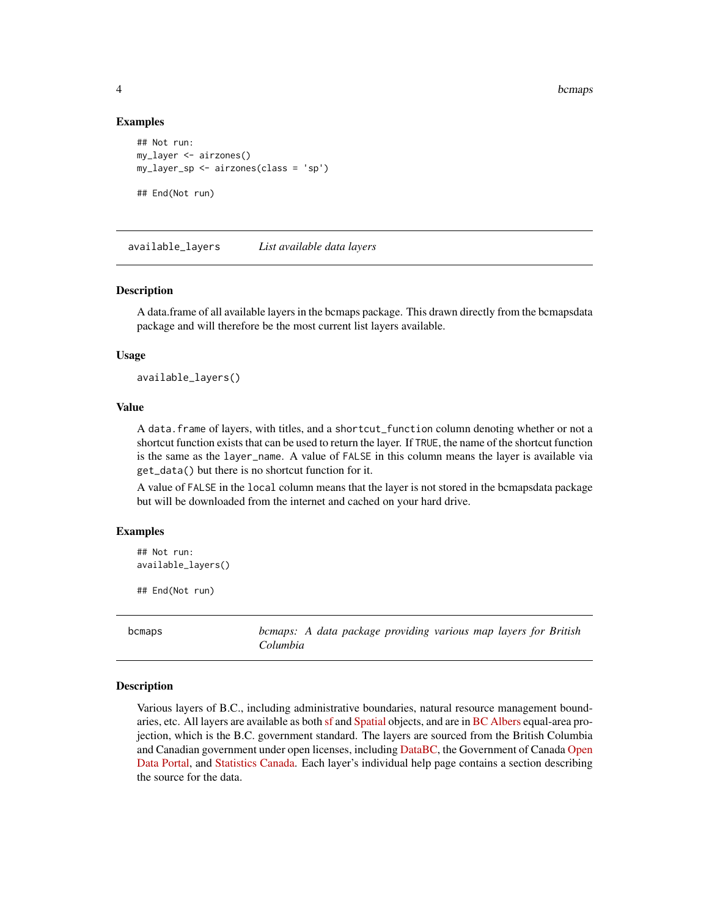### Examples

```
## Not run:
my_layer <- airzones()
my_layer_sp <- airzones(class = 'sp')

## End(Not run)
```

---

## available_layers — *List available data layers*

### Description

A data.frame of all available layers in the bcmaps package. This drawn directly from the bcmapsdata package and will therefore be the most current list layers available.

### Usage

```
available_layers()
```

### Value

A `data.frame` of layers, with titles, and a `shortcut_function` column denoting whether or not a shortcut function exists that can be used to return the layer. If `TRUE`, the name of the shortcut function is the same as the `layer_name`. A value of `FALSE` in this column means the layer is available via `get_data()` but there is no shortcut function for it.

A value of `FALSE` in the `local` column means that the layer is not stored in the bcmapsdata package but will be downloaded from the internet and cached on your hard drive.

### Examples

```
## Not run:
available_layers()

## End(Not run)
```

---

## bcmaps — *bcmaps: A data package providing various map layers for British Columbia*

### Description

Various layers of B.C., including administrative boundaries, natural resource management boundaries, etc. All layers are available as both sf and Spatial objects, and are in BC Albers equal-area projection, which is the B.C. government standard. The layers are sourced from the British Columbia and Canadian government under open licenses, including DataBC, the Government of Canada Open Data Portal, and Statistics Canada. Each layer's individual help page contains a section describing the source for the data.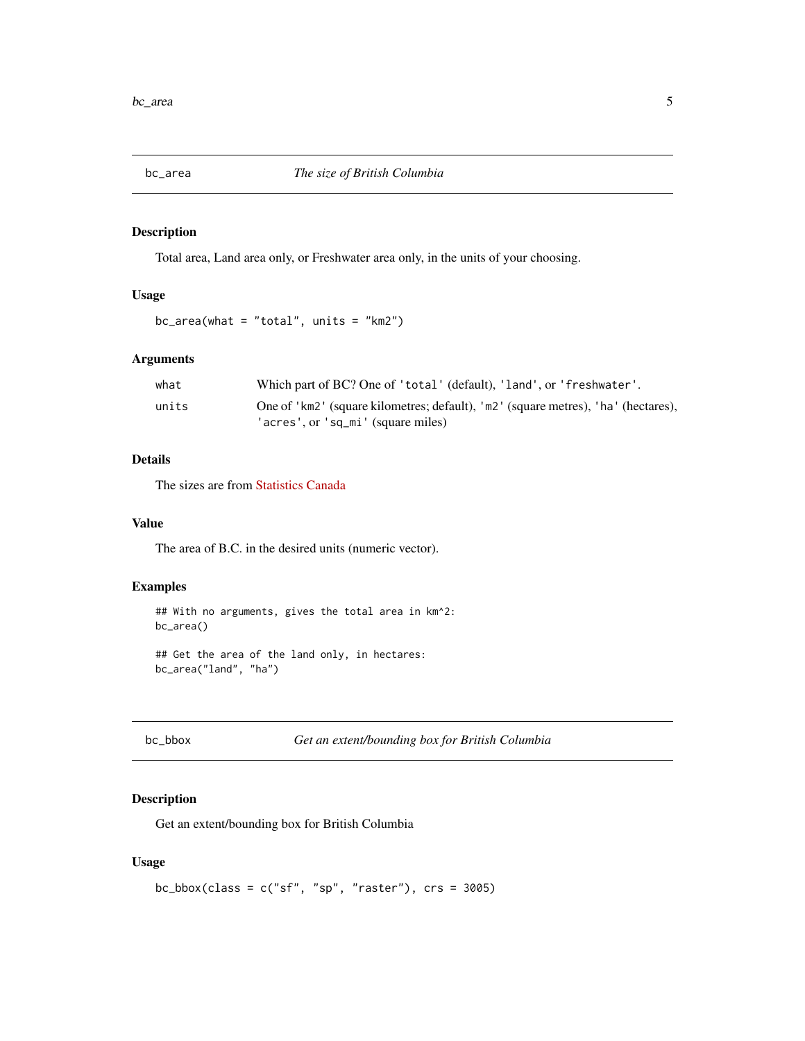## bc_area — *The size of British Columbia*

### Description

Total area, Land area only, or Freshwater area only, in the units of your choosing.

### Usage

```
bc_area(what = "total", units = "km2")
```

### Arguments

| | |
|---|---|
| what | Which part of BC? One of 'total' (default), 'land', or 'freshwater'. |
| units | One of 'km2' (square kilometres; default), 'm2' (square metres), 'ha' (hectares), 'acres', or 'sq_mi' (square miles) |

### Details

The sizes are from Statistics Canada

### Value

The area of B.C. in the desired units (numeric vector).

### Examples

```
## With no arguments, gives the total area in km^2:
bc_area()

## Get the area of the land only, in hectares:
bc_area("land", "ha")
```

## bc_bbox — *Get an extent/bounding box for British Columbia*

### Description

Get an extent/bounding box for British Columbia

### Usage

```
bc_bbox(class = c("sf", "sp", "raster"), crs = 3005)
```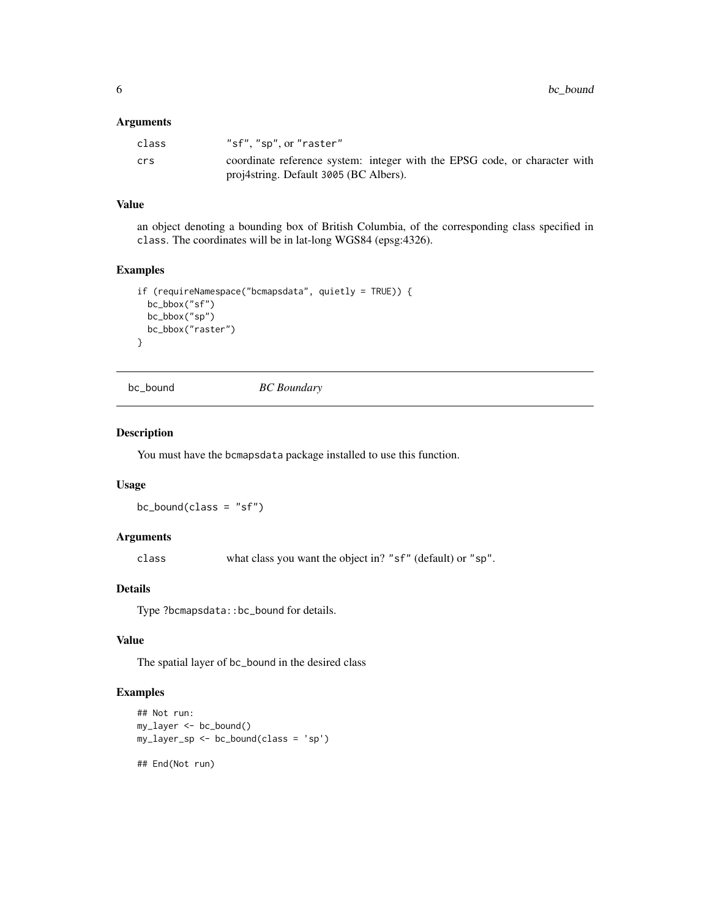### Arguments

| | |
|---|---|
| class | "sf", "sp", or "raster" |
| crs | coordinate reference system: integer with the EPSG code, or character with proj4string. Default 3005 (BC Albers). |

### Value

an object denoting a bounding box of British Columbia, of the corresponding class specified in class. The coordinates will be in lat-long WGS84 (epsg:4326).

### Examples

```
if (requireNamespace("bcmapsdata", quietly = TRUE)) {
  bc_bbox("sf")
  bc_bbox("sp")
  bc_bbox("raster")
}
```

---

## bc_bound *BC Boundary*

---

### Description

You must have the bcmapsdata package installed to use this function.

### Usage

```
bc_bound(class = "sf")
```

### Arguments

| | |
|---|---|
| class | what class you want the object in? "sf" (default) or "sp". |

### Details

Type ?bcmapsdata::bc_bound for details.

### Value

The spatial layer of bc_bound in the desired class

### Examples

```
## Not run:
my_layer <- bc_bound()
my_layer_sp <- bc_bound(class = 'sp')

## End(Not run)
```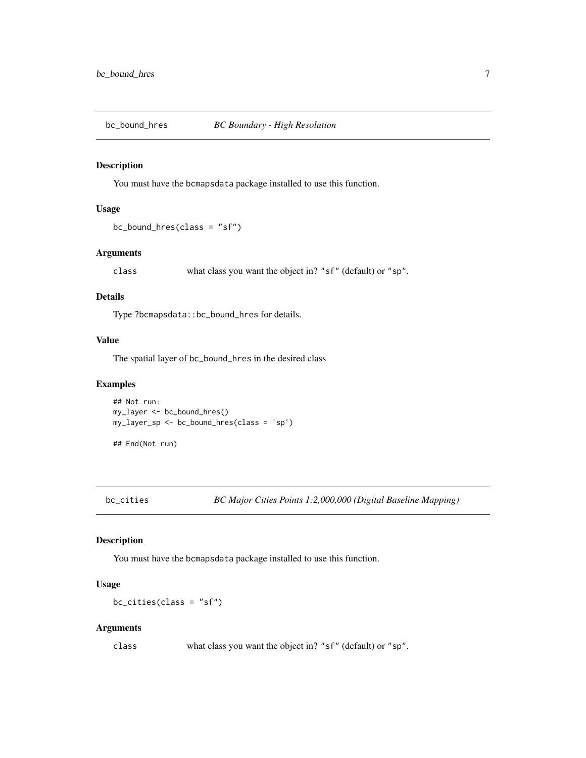## bc_bound_hres — *BC Boundary - High Resolution*

### Description

You must have the `bcmapsdata` package installed to use this function.

### Usage

```
bc_bound_hres(class = "sf")
```

### Arguments

| | |
|---|---|
| class | what class you want the object in? "sf" (default) or "sp". |

### Details

Type `?bcmapsdata::bc_bound_hres` for details.

### Value

The spatial layer of `bc_bound_hres` in the desired class

### Examples

```
## Not run:
my_layer <- bc_bound_hres()
my_layer_sp <- bc_bound_hres(class = 'sp')

## End(Not run)
```

## bc_cities — *BC Major Cities Points 1:2,000,000 (Digital Baseline Mapping)*

### Description

You must have the `bcmapsdata` package installed to use this function.

### Usage

```
bc_cities(class = "sf")
```

### Arguments

| | |
|---|---|
| class | what class you want the object in? "sf" (default) or "sp". |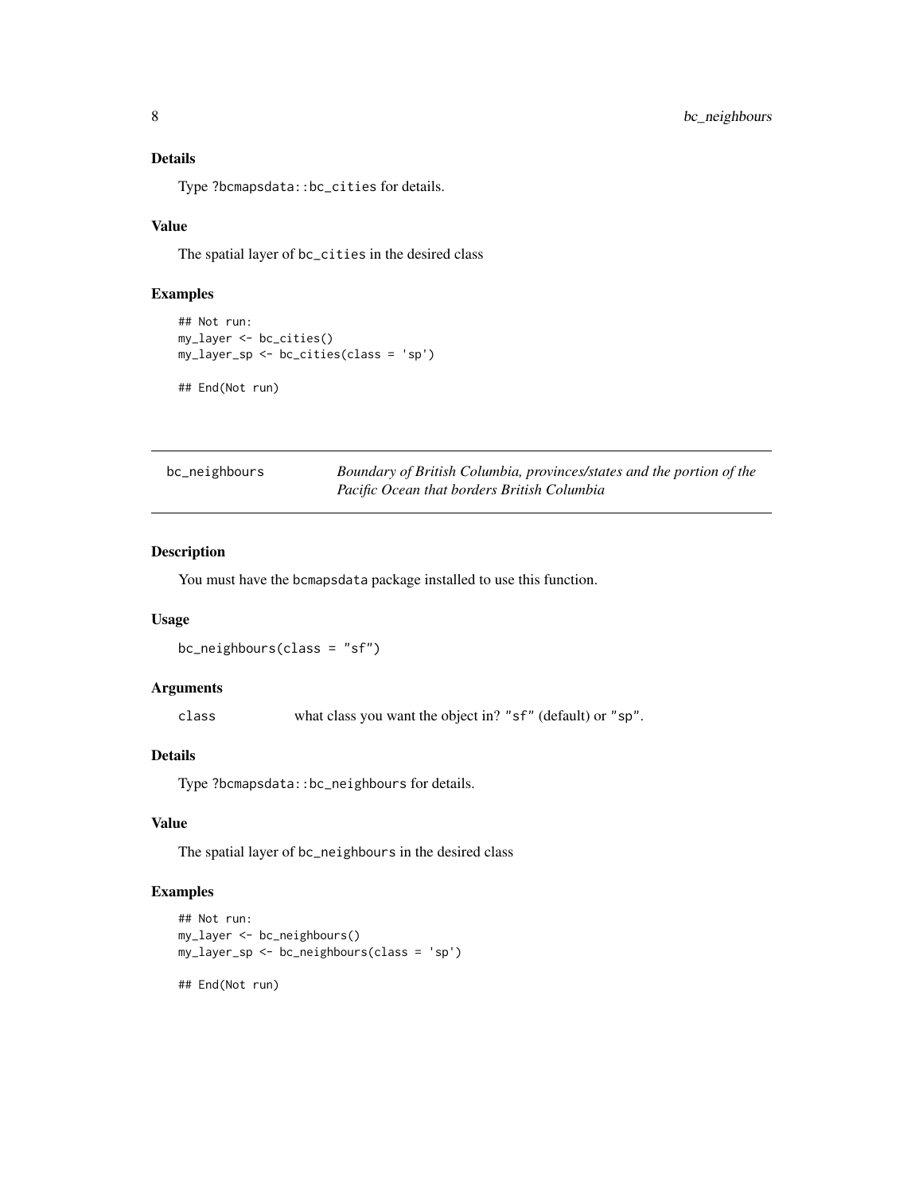### Details

Type ?bcmapsdata::bc_cities for details.

### Value

The spatial layer of bc_cities in the desired class

### Examples

```
## Not run:
my_layer <- bc_cities()
my_layer_sp <- bc_cities(class = 'sp')

## End(Not run)
```

---

## bc_neighbours

*Boundary of British Columbia, provinces/states and the portion of the Pacific Ocean that borders British Columbia*

---

### Description

You must have the bcmapsdata package installed to use this function.

### Usage

```
bc_neighbours(class = "sf")
```

### Arguments

| | |
|---|---|
| class | what class you want the object in? "sf" (default) or "sp". |

### Details

Type ?bcmapsdata::bc_neighbours for details.

### Value

The spatial layer of bc_neighbours in the desired class

### Examples

```
## Not run:
my_layer <- bc_neighbours()
my_layer_sp <- bc_neighbours(class = 'sp')

## End(Not run)
```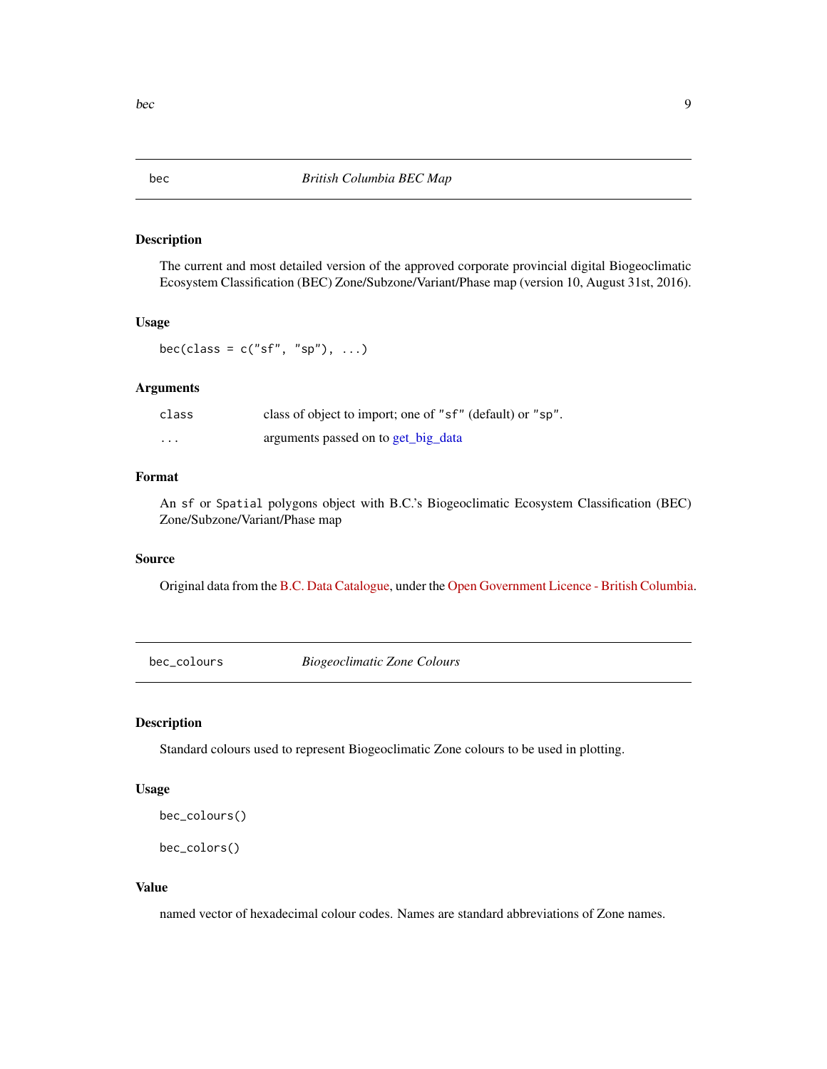## bec — *British Columbia BEC Map*

### Description

The current and most detailed version of the approved corporate provincial digital Biogeoclimatic Ecosystem Classification (BEC) Zone/Subzone/Variant/Phase map (version 10, August 31st, 2016).

### Usage

```
bec(class = c("sf", "sp"), ...)
```

### Arguments

| | |
|---|---|
| `class` | class of object to import; one of `"sf"` (default) or `"sp"`. |
| `...` | arguments passed on to get_big_data |

### Format

An `sf` or `Spatial` polygons object with B.C.'s Biogeoclimatic Ecosystem Classification (BEC) Zone/Subzone/Variant/Phase map

### Source

Original data from the B.C. Data Catalogue, under the Open Government Licence - British Columbia.

## bec_colours — *Biogeoclimatic Zone Colours*

### Description

Standard colours used to represent Biogeoclimatic Zone colours to be used in plotting.

### Usage

```
bec_colours()

bec_colors()
```

### Value

named vector of hexadecimal colour codes. Names are standard abbreviations of Zone names.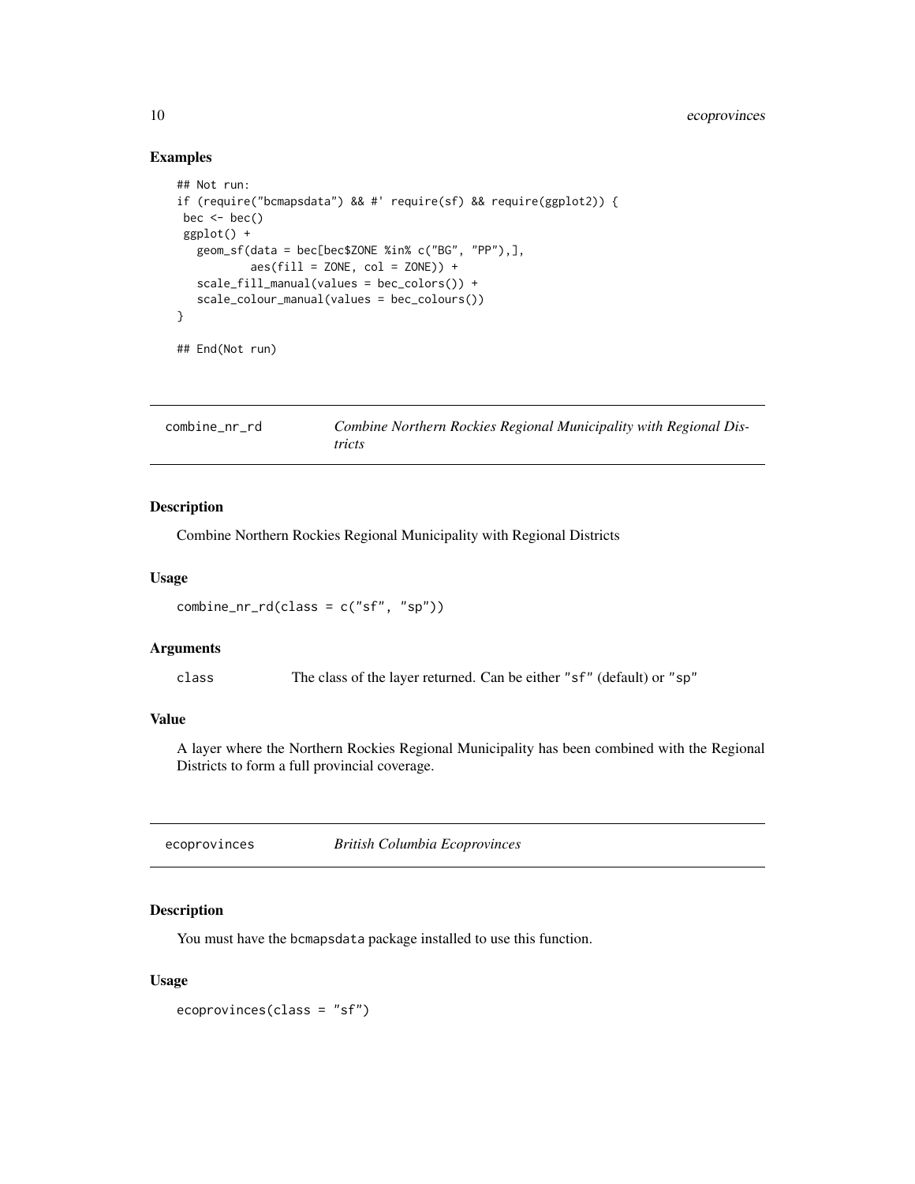## Examples

```
## Not run:
if (require("bcmapsdata") && #' require(sf) && require(ggplot2)) {
 bec <- bec()
 ggplot() +
   geom_sf(data = bec[bec$ZONE %in% c("BG", "PP"),],
           aes(fill = ZONE, col = ZONE)) +
   scale_fill_manual(values = bec_colors()) +
   scale_colour_manual(values = bec_colours())
}

## End(Not run)
```

---

## combine_nr_rd — *Combine Northern Rockies Regional Municipality with Regional Districts*

### Description

Combine Northern Rockies Regional Municipality with Regional Districts

### Usage

```
combine_nr_rd(class = c("sf", "sp"))
```

### Arguments

| | |
|---|---|
| class | The class of the layer returned. Can be either "sf" (default) or "sp" |

### Value

A layer where the Northern Rockies Regional Municipality has been combined with the Regional Districts to form a full provincial coverage.

---

## ecoprovinces — *British Columbia Ecoprovinces*

### Description

You must have the bcmapsdata package installed to use this function.

### Usage

```
ecoprovinces(class = "sf")
```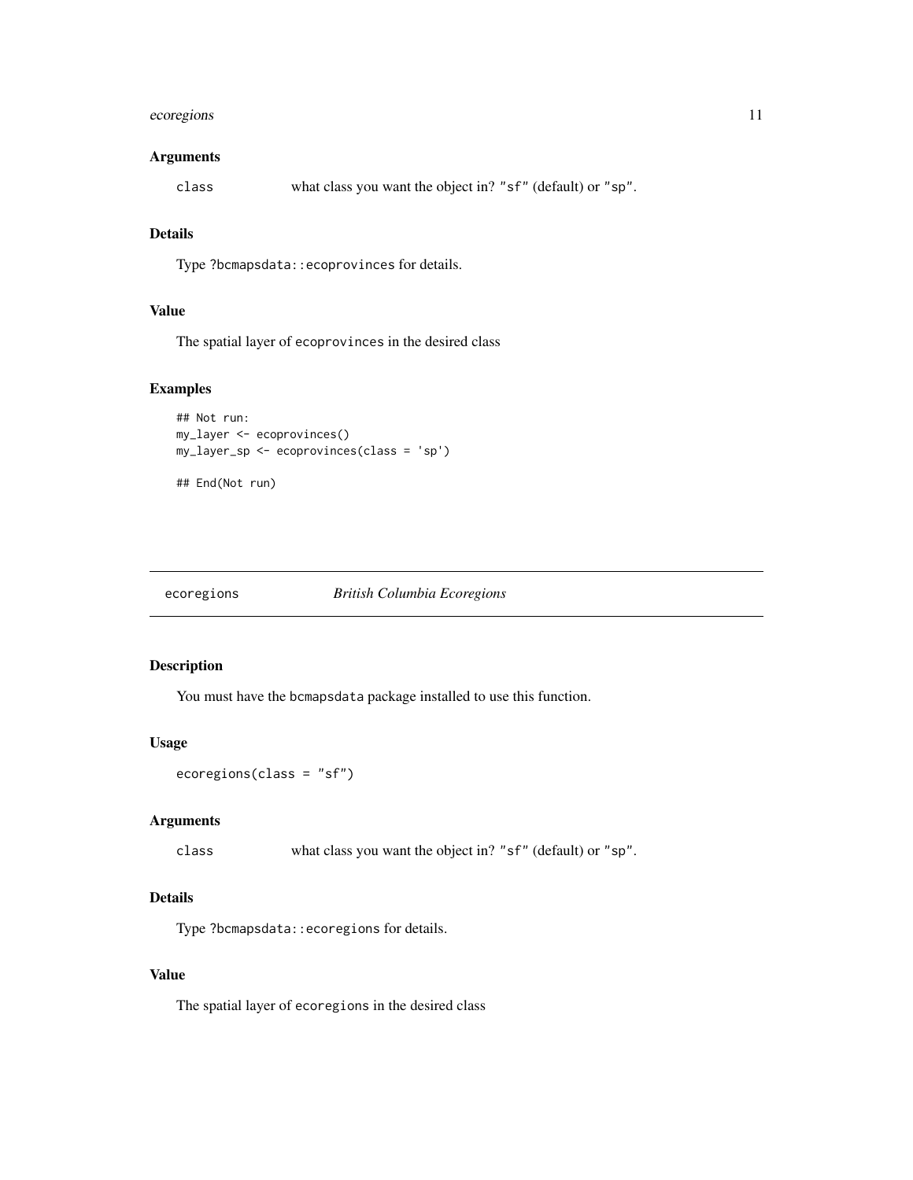### Arguments

`class` what class you want the object in? "sf" (default) or "sp".

### Details

Type ?bcmapsdata::ecoprovinces for details.

### Value

The spatial layer of ecoprovinces in the desired class

### Examples

```
## Not run:
my_layer <- ecoprovinces()
my_layer_sp <- ecoprovinces(class = 'sp')

## End(Not run)
```

---

## ecoregions *British Columbia Ecoregions*

---

### Description

You must have the bcmapsdata package installed to use this function.

### Usage

```
ecoregions(class = "sf")
```

### Arguments

`class` what class you want the object in? "sf" (default) or "sp".

### Details

Type ?bcmapsdata::ecoregions for details.

### Value

The spatial layer of ecoregions in the desired class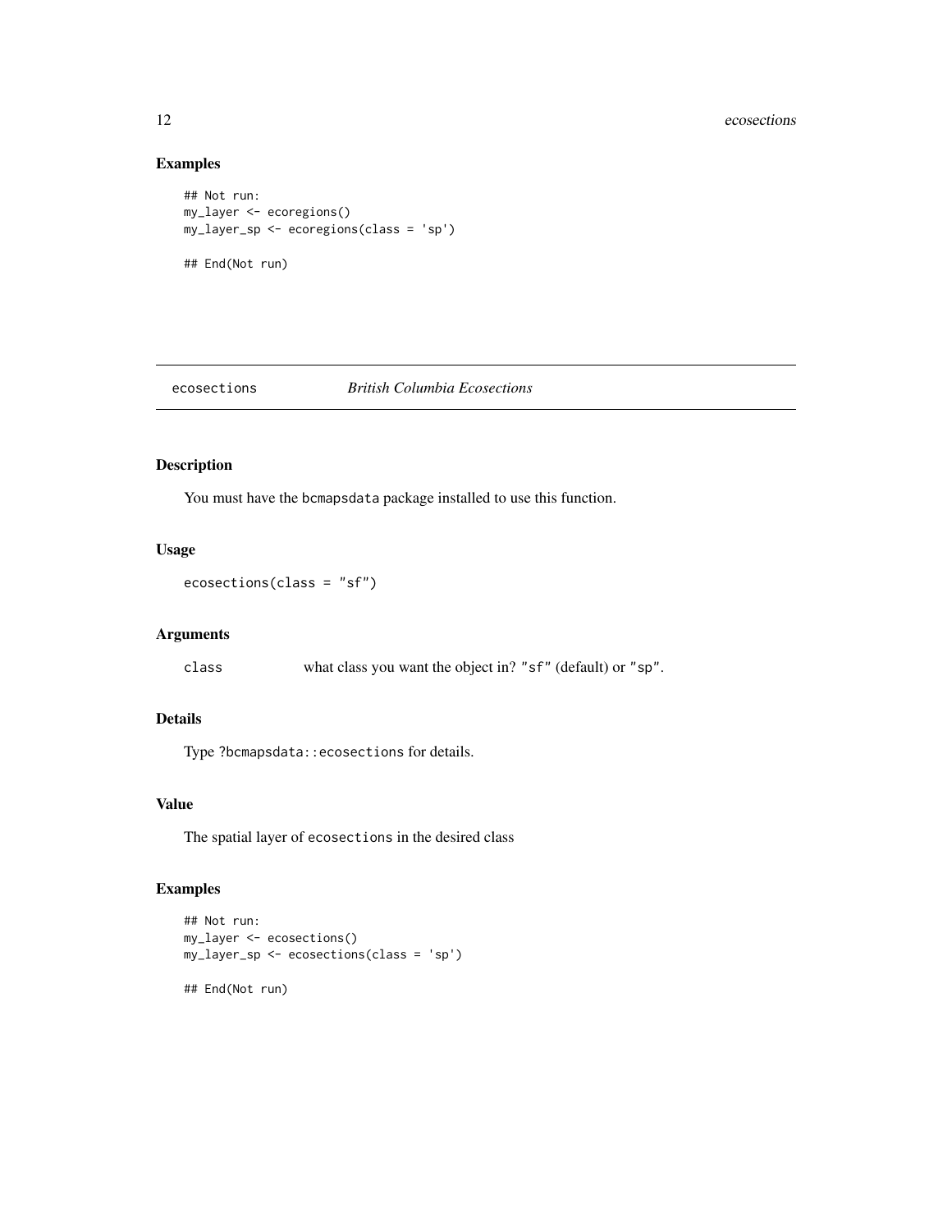## Examples

```
## Not run:
my_layer <- ecoregions()
my_layer_sp <- ecoregions(class = 'sp')

## End(Not run)
```

---

## ecosections *British Columbia Ecosections*

### Description

You must have the bcmapsdata package installed to use this function.

### Usage

```
ecosections(class = "sf")
```

### Arguments

| | |
|---|---|
| class | what class you want the object in? "sf" (default) or "sp". |

### Details

Type ?bcmapsdata::ecosections for details.

### Value

The spatial layer of ecosections in the desired class

### Examples

```
## Not run:
my_layer <- ecosections()
my_layer_sp <- ecosections(class = 'sp')

## End(Not run)
```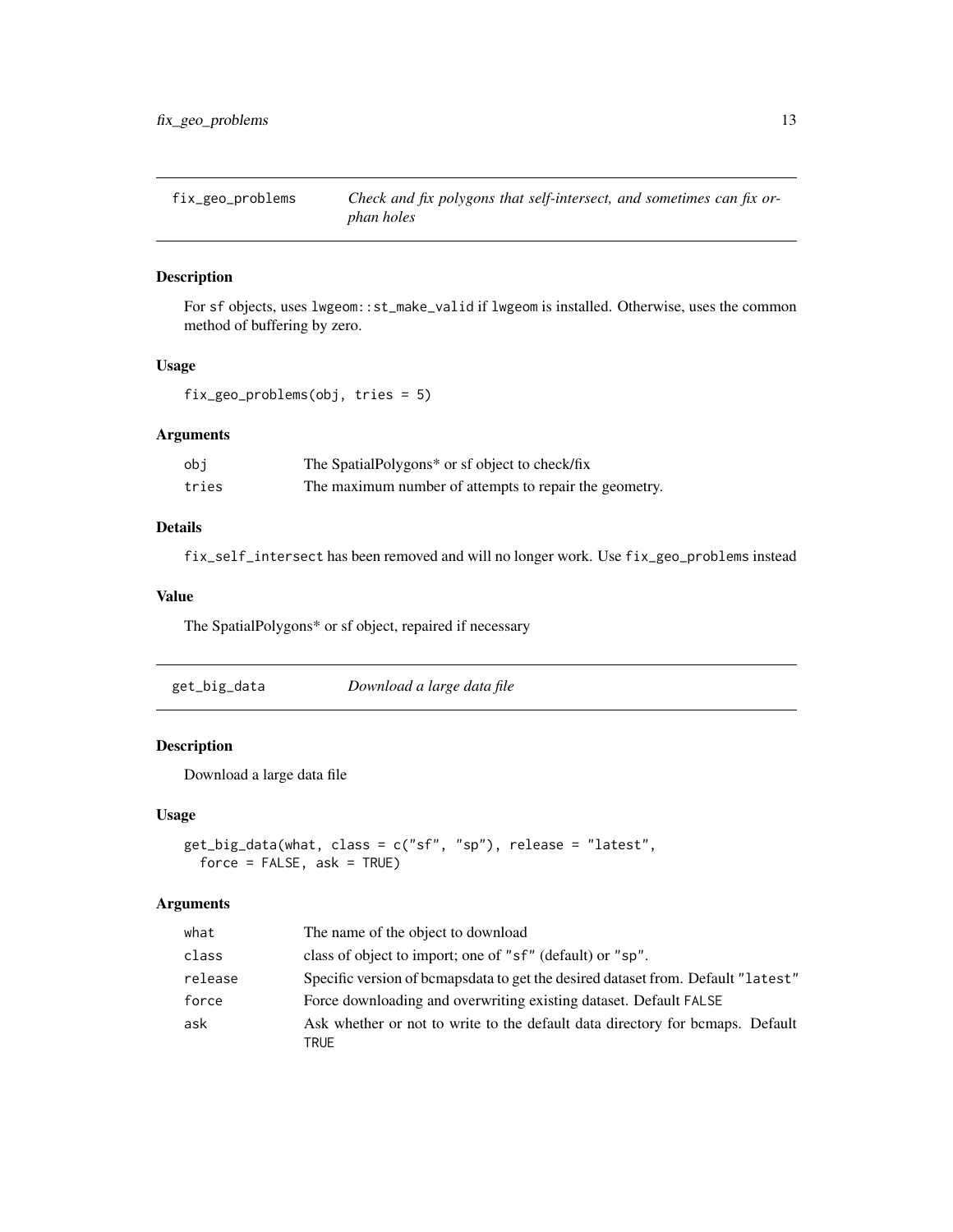## fix_geo_problems — *Check and fix polygons that self-intersect, and sometimes can fix orphan holes*

### Description

For sf objects, uses lwgeom::st_make_valid if lwgeom is installed. Otherwise, uses the common method of buffering by zero.

### Usage

```
fix_geo_problems(obj, tries = 5)
```

### Arguments

| | |
|---|---|
| obj | The SpatialPolygons* or sf object to check/fix |
| tries | The maximum number of attempts to repair the geometry. |

### Details

fix_self_intersect has been removed and will no longer work. Use fix_geo_problems instead

### Value

The SpatialPolygons* or sf object, repaired if necessary

## get_big_data — *Download a large data file*

### Description

Download a large data file

### Usage

```
get_big_data(what, class = c("sf", "sp"), release = "latest",
  force = FALSE, ask = TRUE)
```

### Arguments

| | |
|---|---|
| what | The name of the object to download |
| class | class of object to import; one of "sf" (default) or "sp". |
| release | Specific version of bcmapsdata to get the desired dataset from. Default "latest" |
| force | Force downloading and overwriting existing dataset. Default FALSE |
| ask | Ask whether or not to write to the default data directory for bcmaps. Default TRUE |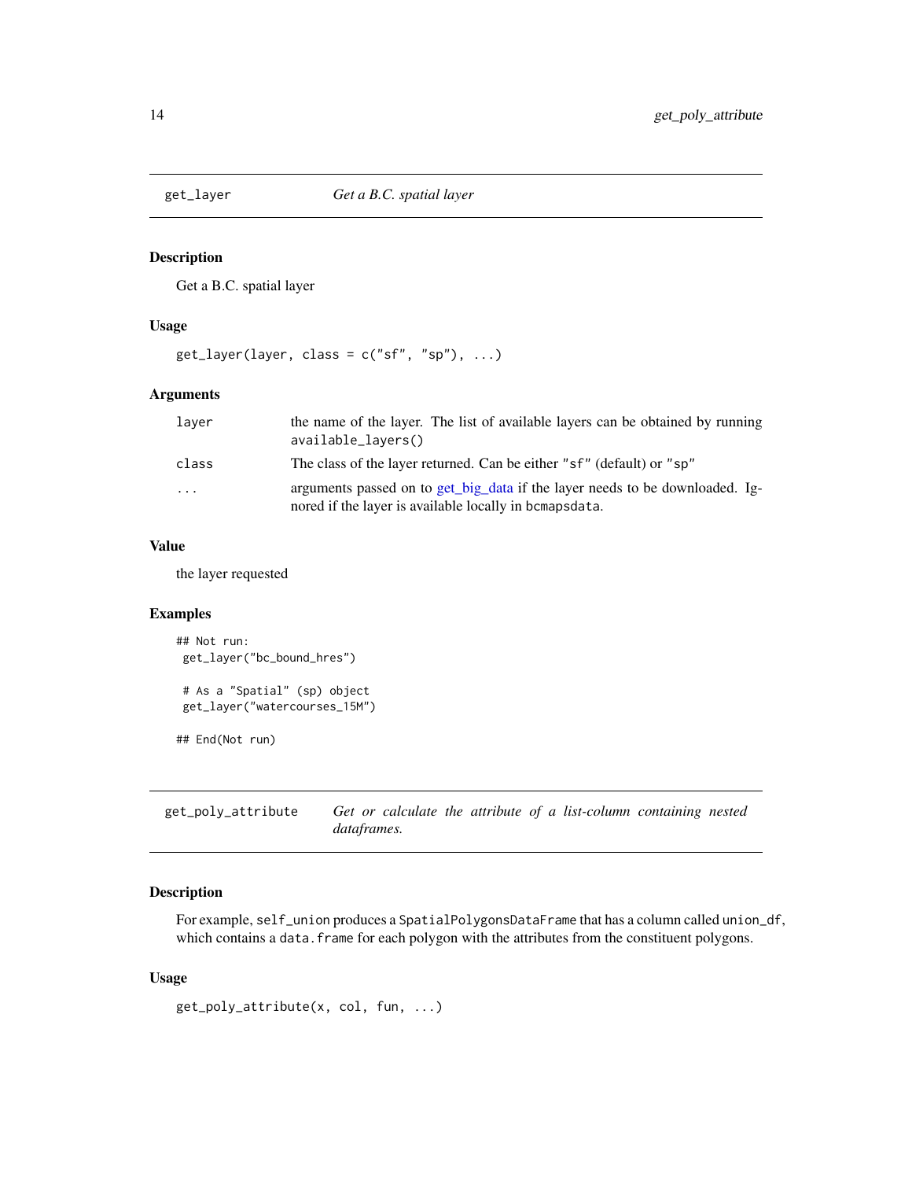## get_layer — *Get a B.C. spatial layer*

### Description

Get a B.C. spatial layer

### Usage

```
get_layer(layer, class = c("sf", "sp"), ...)
```

### Arguments

| | |
|---|---|
| layer | the name of the layer. The list of available layers can be obtained by running `available_layers()` |
| class | The class of the layer returned. Can be either "sf" (default) or "sp" |
| ... | arguments passed on to get_big_data if the layer needs to be downloaded. Ignored if the layer is available locally in `bcmapsdata`. |

### Value

the layer requested

### Examples

```
## Not run:
 get_layer("bc_bound_hres")

 # As a "Spatial" (sp) object
 get_layer("watercourses_15M")

## End(Not run)
```

## get_poly_attribute — *Get or calculate the attribute of a list-column containing nested dataframes.*

### Description

For example, `self_union` produces a `SpatialPolygonsDataFrame` that has a column called `union_df`, which contains a `data.frame` for each polygon with the attributes from the constituent polygons.

### Usage

```
get_poly_attribute(x, col, fun, ...)
```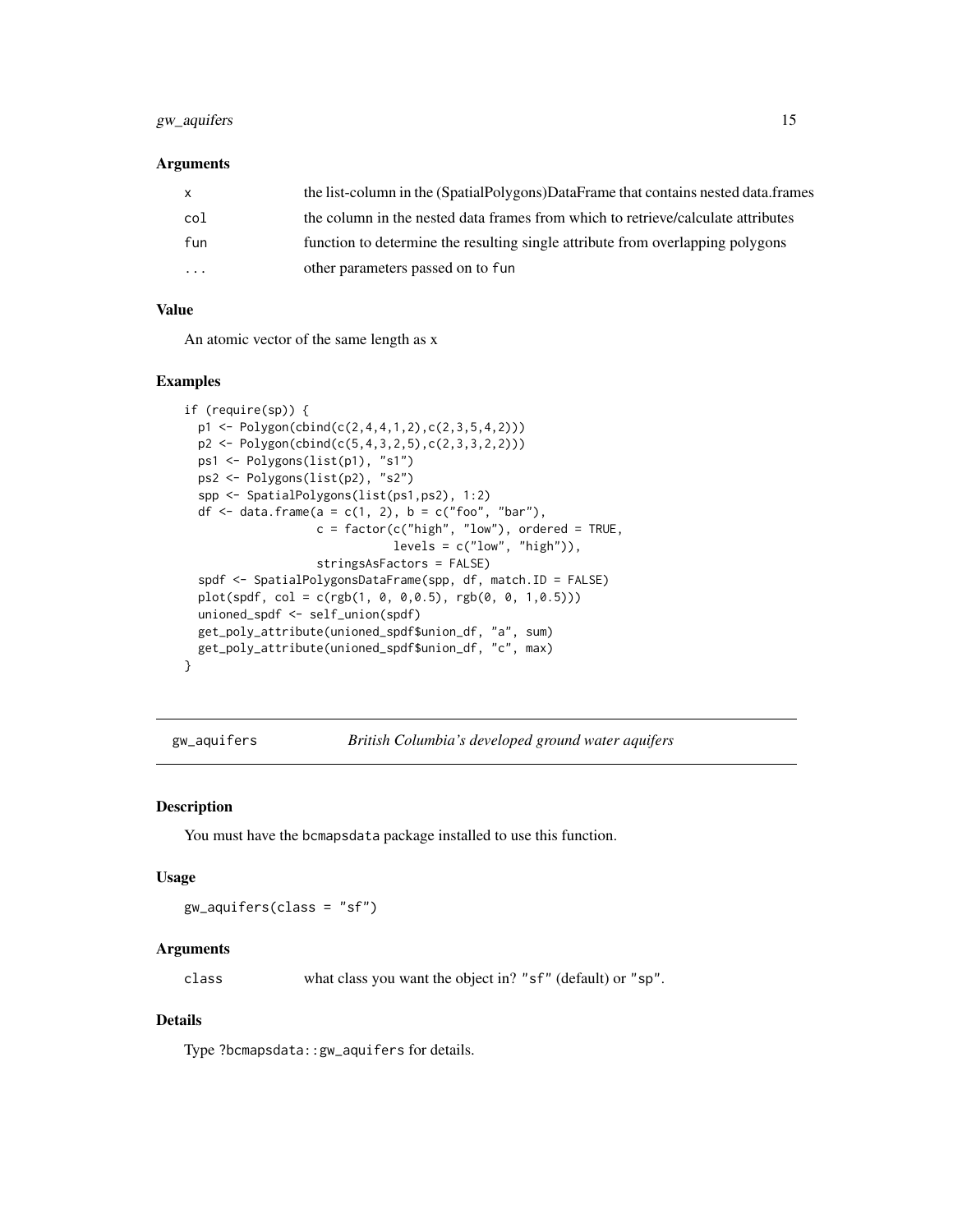### Arguments

| | |
|---|---|
| x | the list-column in the (SpatialPolygons)DataFrame that contains nested data.frames |
| col | the column in the nested data frames from which to retrieve/calculate attributes |
| fun | function to determine the resulting single attribute from overlapping polygons |
| ... | other parameters passed on to fun |

### Value

An atomic vector of the same length as x

### Examples

```
if (require(sp)) {
  p1 <- Polygon(cbind(c(2,4,4,1,2),c(2,3,5,4,2)))
  p2 <- Polygon(cbind(c(5,4,3,2,5),c(2,3,3,2,2)))
  ps1 <- Polygons(list(p1), "s1")
  ps2 <- Polygons(list(p2), "s2")
  spp <- SpatialPolygons(list(ps1,ps2), 1:2)
  df <- data.frame(a = c(1, 2), b = c("foo", "bar"),
                   c = factor(c("high", "low"), ordered = TRUE,
                              levels = c("low", "high")),
                   stringsAsFactors = FALSE)
  spdf <- SpatialPolygonsDataFrame(spp, df, match.ID = FALSE)
  plot(spdf, col = c(rgb(1, 0, 0,0.5), rgb(0, 0, 1,0.5)))
  unioned_spdf <- self_union(spdf)
  get_poly_attribute(unioned_spdf$union_df, "a", sum)
  get_poly_attribute(unioned_spdf$union_df, "c", max)
}
```

---

## gw_aquifers — *British Columbia's developed ground water aquifers*

### Description

You must have the bcmapsdata package installed to use this function.

### Usage

```
gw_aquifers(class = "sf")
```

### Arguments

| | |
|---|---|
| class | what class you want the object in? "sf" (default) or "sp". |

### Details

Type ?bcmapsdata::gw_aquifers for details.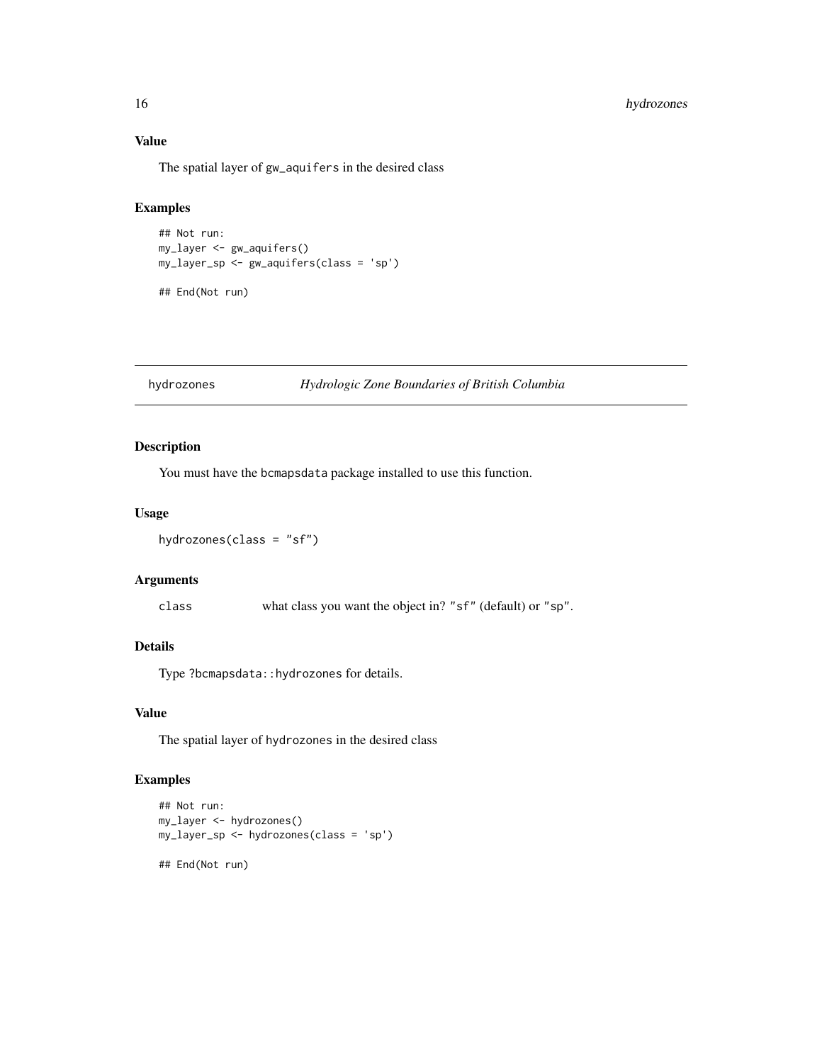### Value

The spatial layer of gw_aquifers in the desired class

### Examples

```
## Not run:
my_layer <- gw_aquifers()
my_layer_sp <- gw_aquifers(class = 'sp')

## End(Not run)
```

---

## hydrozones — *Hydrologic Zone Boundaries of British Columbia*

---

### Description

You must have the bcmapsdata package installed to use this function.

### Usage

```
hydrozones(class = "sf")
```

### Arguments

| | |
|---|---|
| class | what class you want the object in? "sf" (default) or "sp". |

### Details

Type ?bcmapsdata::hydrozones for details.

### Value

The spatial layer of hydrozones in the desired class

### Examples

```
## Not run:
my_layer <- hydrozones()
my_layer_sp <- hydrozones(class = 'sp')

## End(Not run)
```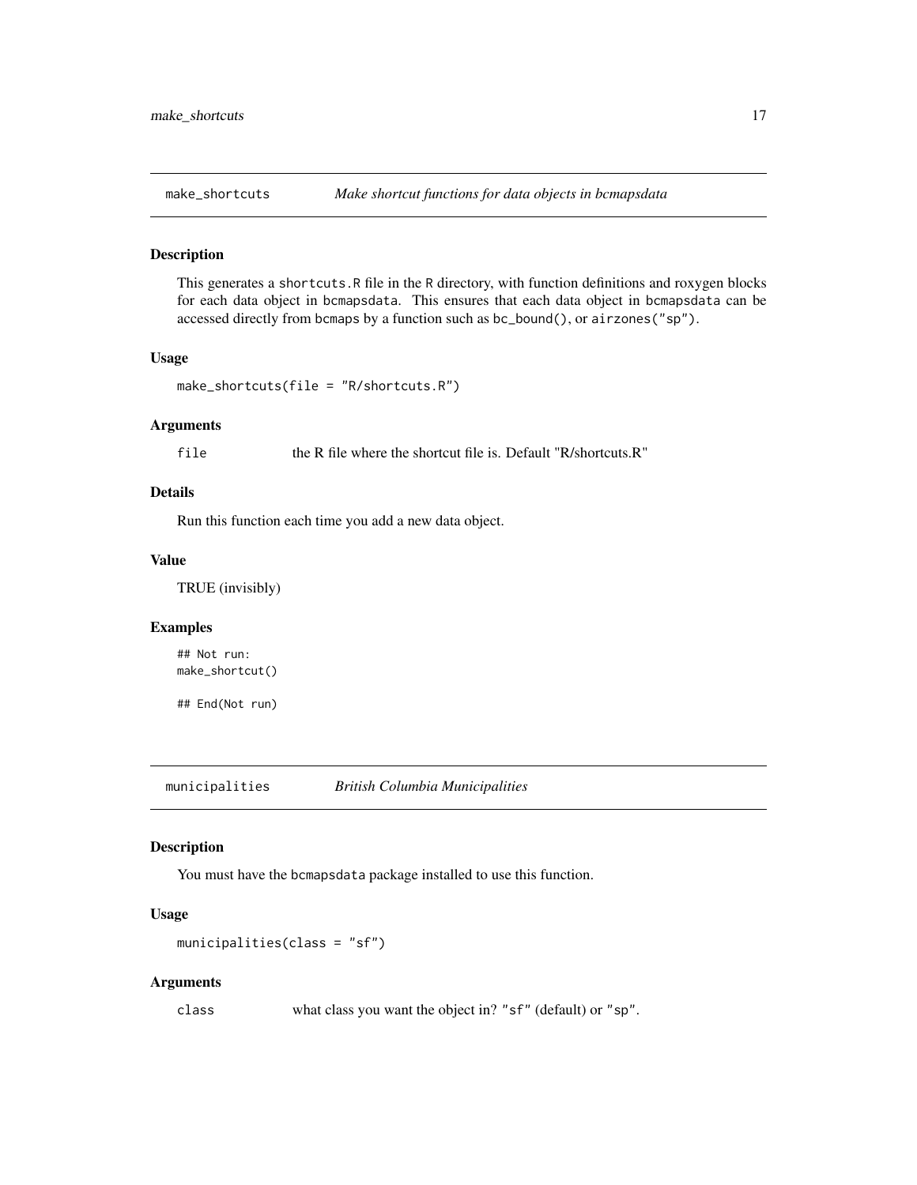## make_shortcuts *Make shortcut functions for data objects in bcmapsdata*

### Description

This generates a `shortcuts.R` file in the `R` directory, with function definitions and roxygen blocks for each data object in `bcmapsdata`. This ensures that each data object in `bcmapsdata` can be accessed directly from `bcmaps` by a function such as `bc_bound()`, or `airzones("sp")`.

### Usage

```
make_shortcuts(file = "R/shortcuts.R")
```

### Arguments

| | |
|---|---|
| `file` | the R file where the shortcut file is. Default "R/shortcuts.R" |

### Details

Run this function each time you add a new data object.

### Value

TRUE (invisibly)

### Examples

```
## Not run:
make_shortcut()

## End(Not run)
```

## municipalities *British Columbia Municipalities*

### Description

You must have the `bcmapsdata` package installed to use this function.

### Usage

```
municipalities(class = "sf")
```

### Arguments

| | |
|---|---|
| `class` | what class you want the object in? `"sf"` (default) or `"sp"`. |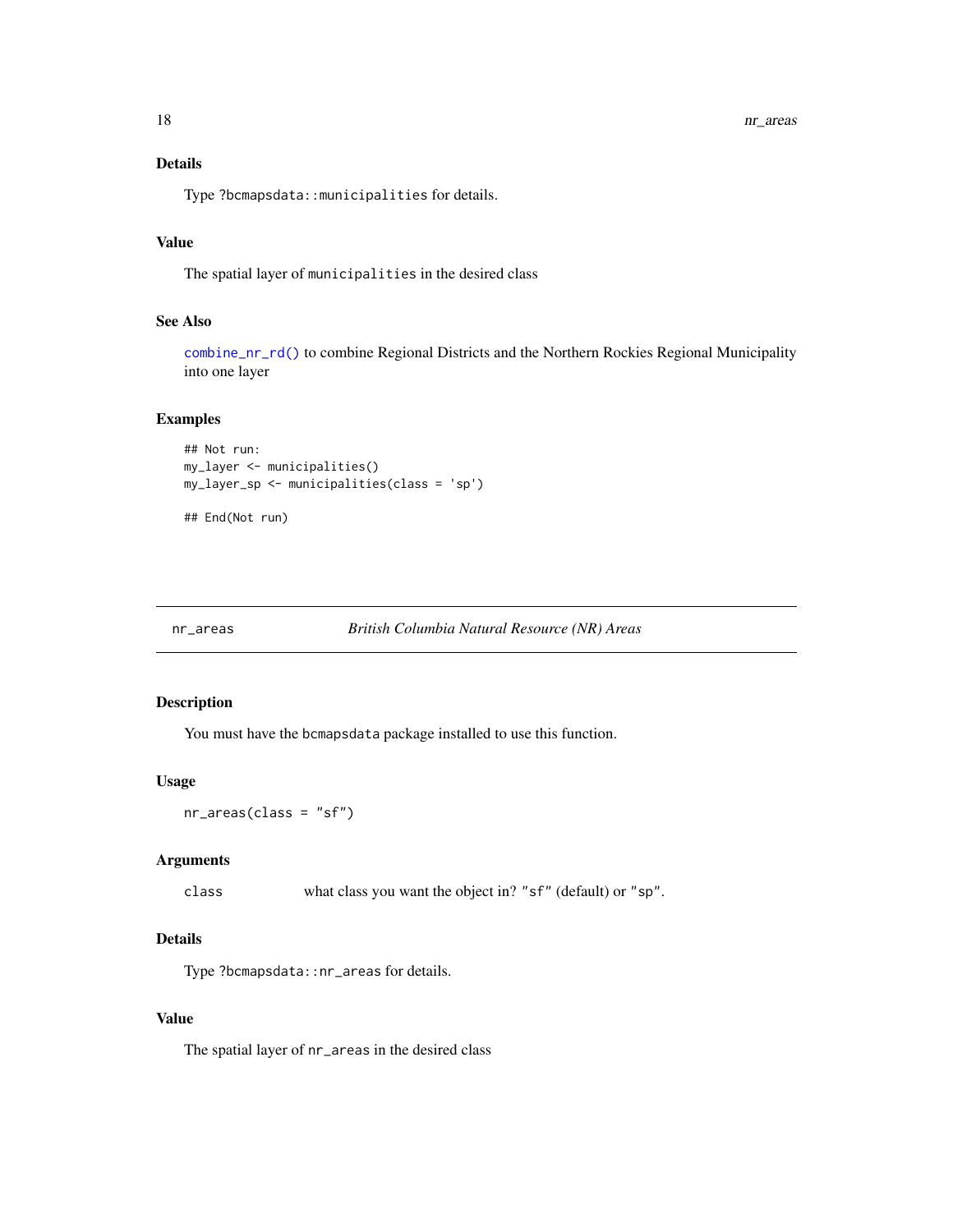### Details

Type ?bcmapsdata::municipalities for details.

### Value

The spatial layer of municipalities in the desired class

### See Also

combine_nr_rd() to combine Regional Districts and the Northern Rockies Regional Municipality into one layer

### Examples

```
## Not run:
my_layer <- municipalities()
my_layer_sp <- municipalities(class = 'sp')

## End(Not run)
```

---

## nr_areas — *British Columbia Natural Resource (NR) Areas*

---

### Description

You must have the bcmapsdata package installed to use this function.

### Usage

```
nr_areas(class = "sf")
```

### Arguments

| | |
|---|---|
| class | what class you want the object in? "sf" (default) or "sp". |

### Details

Type ?bcmapsdata::nr_areas for details.

### Value

The spatial layer of nr_areas in the desired class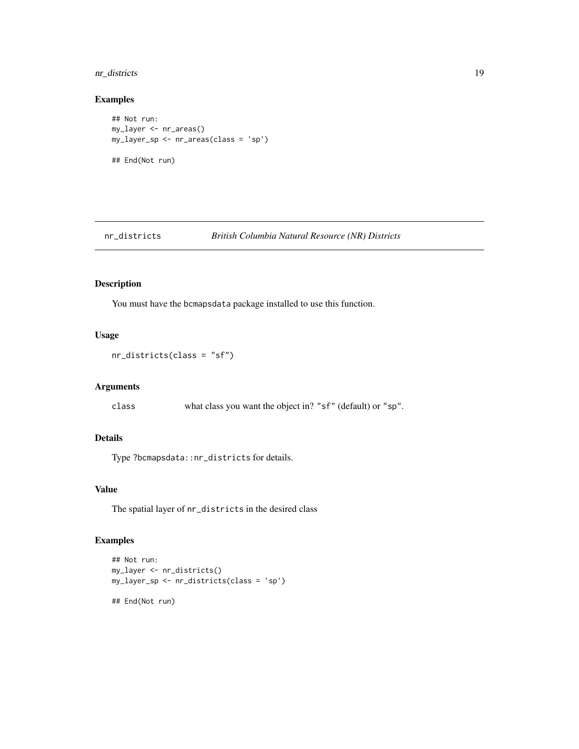## Examples

```
## Not run:
my_layer <- nr_areas()
my_layer_sp <- nr_areas(class = 'sp')

## End(Not run)
```

---

# nr_districts — *British Columbia Natural Resource (NR) Districts*

---

## Description

You must have the bcmapsdata package installed to use this function.

## Usage

```
nr_districts(class = "sf")
```

## Arguments

| | |
|---|---|
| class | what class you want the object in? "sf" (default) or "sp". |

## Details

Type ?bcmapsdata::nr_districts for details.

## Value

The spatial layer of nr_districts in the desired class

## Examples

```
## Not run:
my_layer <- nr_districts()
my_layer_sp <- nr_districts(class = 'sp')

## End(Not run)
```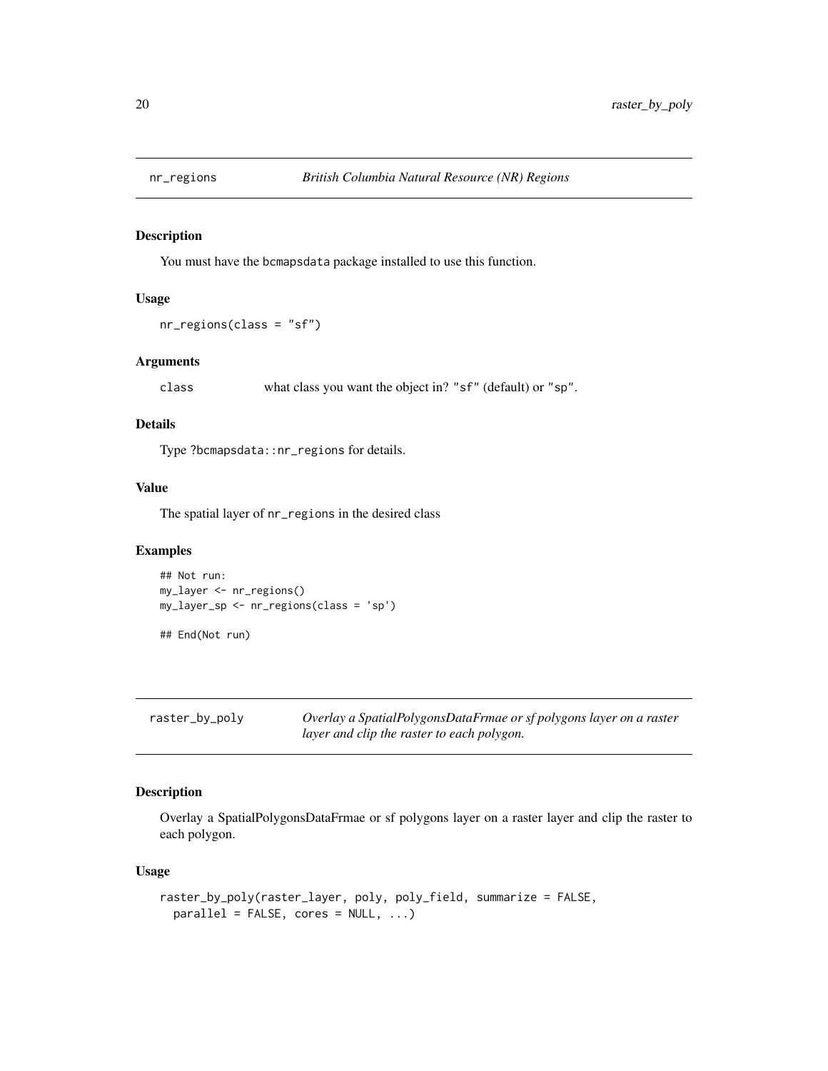## nr_regions — *British Columbia Natural Resource (NR) Regions*

### Description

You must have the bcmapsdata package installed to use this function.

### Usage

```
nr_regions(class = "sf")
```

### Arguments

| | |
|---|---|
| class | what class you want the object in? "sf" (default) or "sp". |

### Details

Type ?bcmapsdata::nr_regions for details.

### Value

The spatial layer of nr_regions in the desired class

### Examples

```
## Not run:
my_layer <- nr_regions()
my_layer_sp <- nr_regions(class = 'sp')

## End(Not run)
```

## raster_by_poly — *Overlay a SpatialPolygonsDataFrmae or sf polygons layer on a raster layer and clip the raster to each polygon.*

### Description

Overlay a SpatialPolygonsDataFrmae or sf polygons layer on a raster layer and clip the raster to each polygon.

### Usage

```
raster_by_poly(raster_layer, poly, poly_field, summarize = FALSE,
  parallel = FALSE, cores = NULL, ...)
```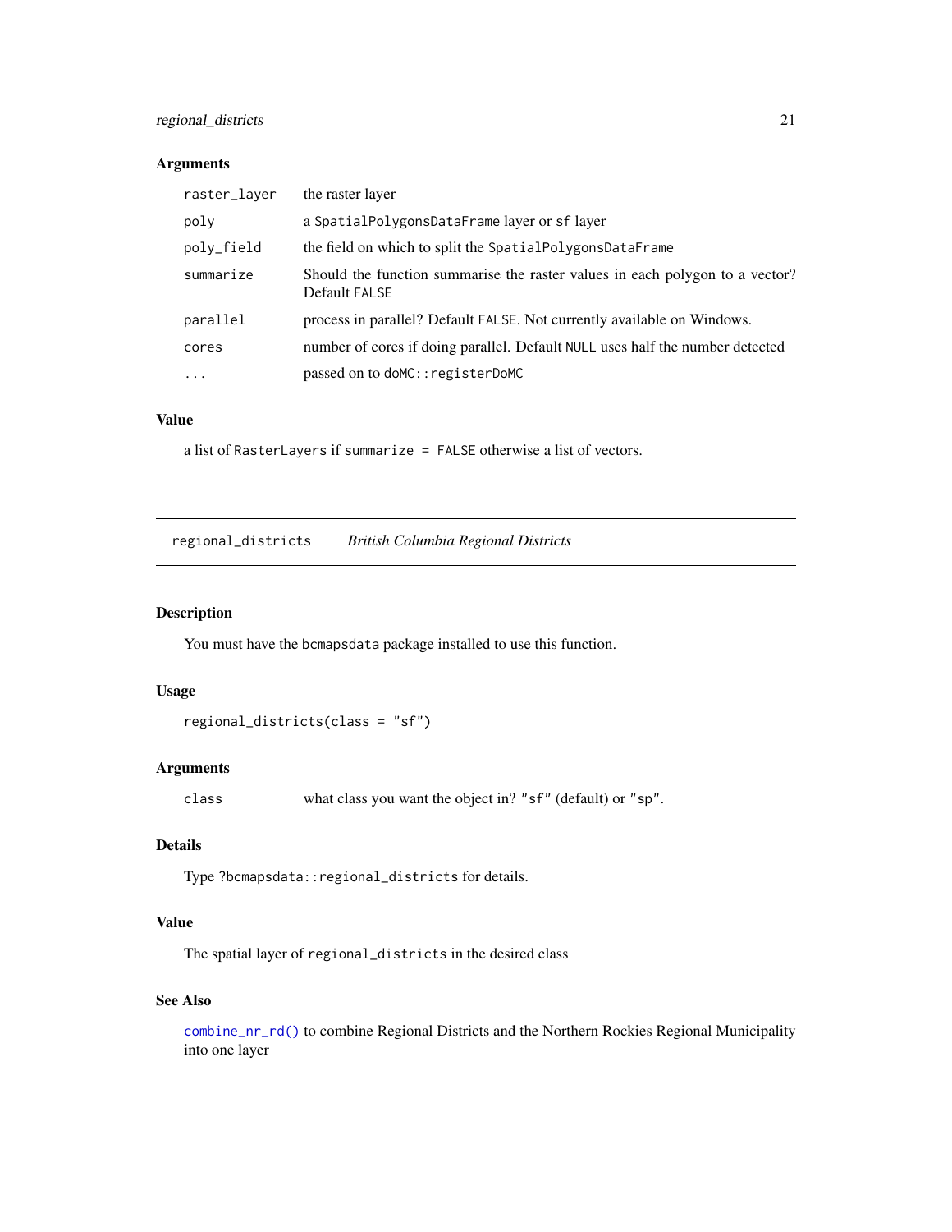### Arguments

| | |
|---|---|
| `raster_layer` | the raster layer |
| `poly` | a `SpatialPolygonsDataFrame` layer or `sf` layer |
| `poly_field` | the field on which to split the `SpatialPolygonsDataFrame` |
| `summarize` | Should the function summarise the raster values in each polygon to a vector? Default `FALSE` |
| `parallel` | process in parallel? Default `FALSE`. Not currently available on Windows. |
| `cores` | number of cores if doing parallel. Default `NULL` uses half the number detected |
| `...` | passed on to `doMC::registerDoMC` |

### Value

a list of `RasterLayers` if `summarize = FALSE` otherwise a list of vectors.

---

## `regional_districts` *British Columbia Regional Districts*

### Description

You must have the `bcmapsdata` package installed to use this function.

### Usage

```
regional_districts(class = "sf")
```

### Arguments

| | |
|---|---|
| `class` | what class you want the object in? `"sf"` (default) or `"sp"`. |

### Details

Type `?bcmapsdata::regional_districts` for details.

### Value

The spatial layer of `regional_districts` in the desired class

### See Also

`combine_nr_rd()` to combine Regional Districts and the Northern Rockies Regional Municipality into one layer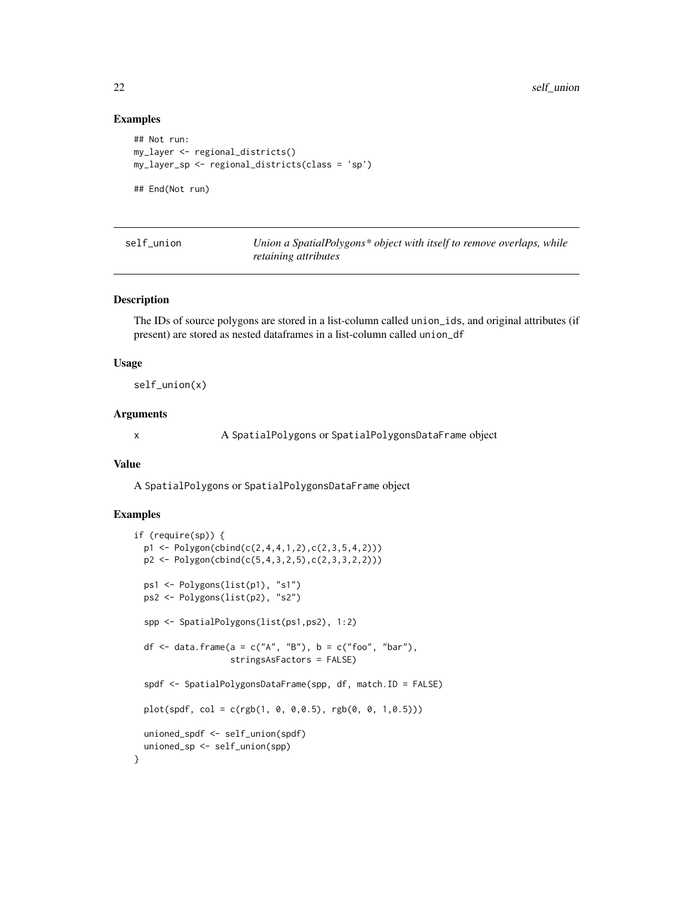## Examples

```
## Not run:
my_layer <- regional_districts()
my_layer_sp <- regional_districts(class = 'sp')

## End(Not run)
```

---

# self_union — *Union a SpatialPolygons* object with itself to remove overlaps, while retaining attributes*

---

## Description

The IDs of source polygons are stored in a list-column called `union_ids`, and original attributes (if present) are stored as nested dataframes in a list-column called `union_df`

## Usage

```
self_union(x)
```

## Arguments

| | |
|---|---|
| x | A `SpatialPolygons` or `SpatialPolygonsDataFrame` object |

## Value

A `SpatialPolygons` or `SpatialPolygonsDataFrame` object

## Examples

```
if (require(sp)) {
  p1 <- Polygon(cbind(c(2,4,4,1,2),c(2,3,5,4,2)))
  p2 <- Polygon(cbind(c(5,4,3,2,5),c(2,3,3,2,2)))

  ps1 <- Polygons(list(p1), "s1")
  ps2 <- Polygons(list(p2), "s2")

  spp <- SpatialPolygons(list(ps1,ps2), 1:2)

  df <- data.frame(a = c("A", "B"), b = c("foo", "bar"),
                   stringsAsFactors = FALSE)

  spdf <- SpatialPolygonsDataFrame(spp, df, match.ID = FALSE)

  plot(spdf, col = c(rgb(1, 0, 0,0.5), rgb(0, 0, 1,0.5)))

  unioned_spdf <- self_union(spdf)
  unioned_sp <- self_union(spp)
}
```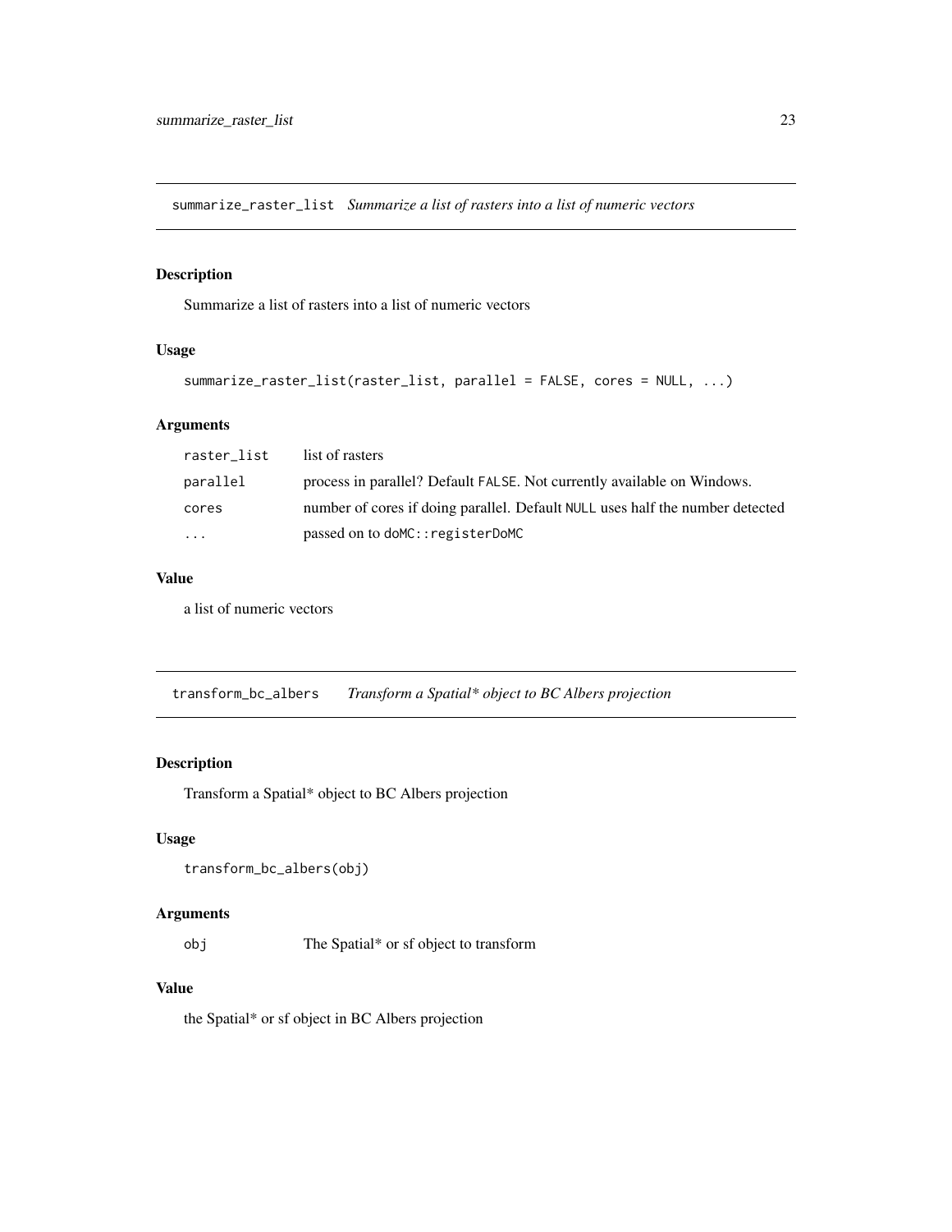## summarize_raster_list *Summarize a list of rasters into a list of numeric vectors*

### Description

Summarize a list of rasters into a list of numeric vectors

### Usage

```
summarize_raster_list(raster_list, parallel = FALSE, cores = NULL, ...)
```

### Arguments

| | |
|---|---|
| `raster_list` | list of rasters |
| `parallel` | process in parallel? Default `FALSE`. Not currently available on Windows. |
| `cores` | number of cores if doing parallel. Default `NULL` uses half the number detected |
| `...` | passed on to `doMC::registerDoMC` |

### Value

a list of numeric vectors

## transform_bc_albers *Transform a Spatial* object to BC Albers projection*

### Description

Transform a Spatial* object to BC Albers projection

### Usage

```
transform_bc_albers(obj)
```

### Arguments

| | |
|---|---|
| `obj` | The Spatial* or sf object to transform |

### Value

the Spatial* or sf object in BC Albers projection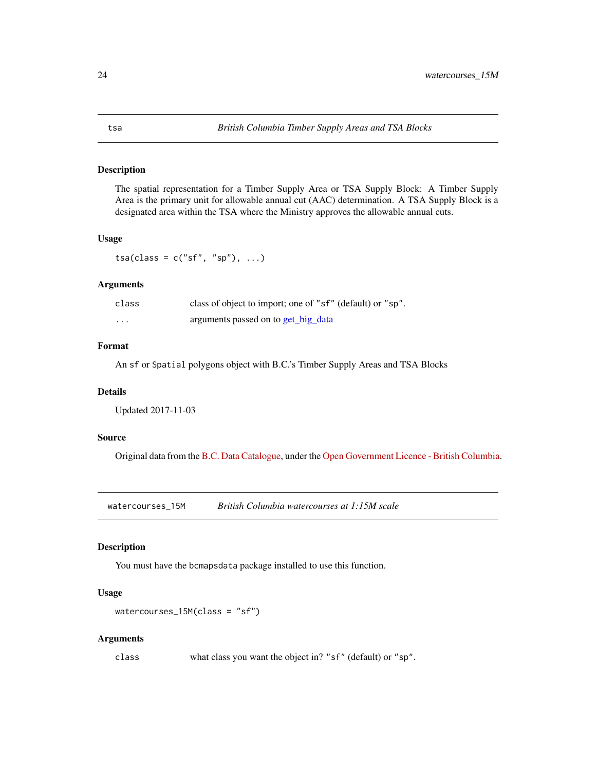## tsa — *British Columbia Timber Supply Areas and TSA Blocks*

### Description

The spatial representation for a Timber Supply Area or TSA Supply Block: A Timber Supply Area is the primary unit for allowable annual cut (AAC) determination. A TSA Supply Block is a designated area within the TSA where the Ministry approves the allowable annual cuts.

### Usage

```
tsa(class = c("sf", "sp"), ...)
```

### Arguments

| | |
|---|---|
| `class` | class of object to import; one of `"sf"` (default) or `"sp"`. |
| `...` | arguments passed on to get_big_data |

### Format

An `sf` or `Spatial` polygons object with B.C.'s Timber Supply Areas and TSA Blocks

### Details

Updated 2017-11-03

### Source

Original data from the B.C. Data Catalogue, under the Open Government Licence - British Columbia.

## watercourses_15M — *British Columbia watercourses at 1:15M scale*

### Description

You must have the `bcmapsdata` package installed to use this function.

### Usage

```
watercourses_15M(class = "sf")
```

### Arguments

| | |
|---|---|
| `class` | what class you want the object in? `"sf"` (default) or `"sp"`. |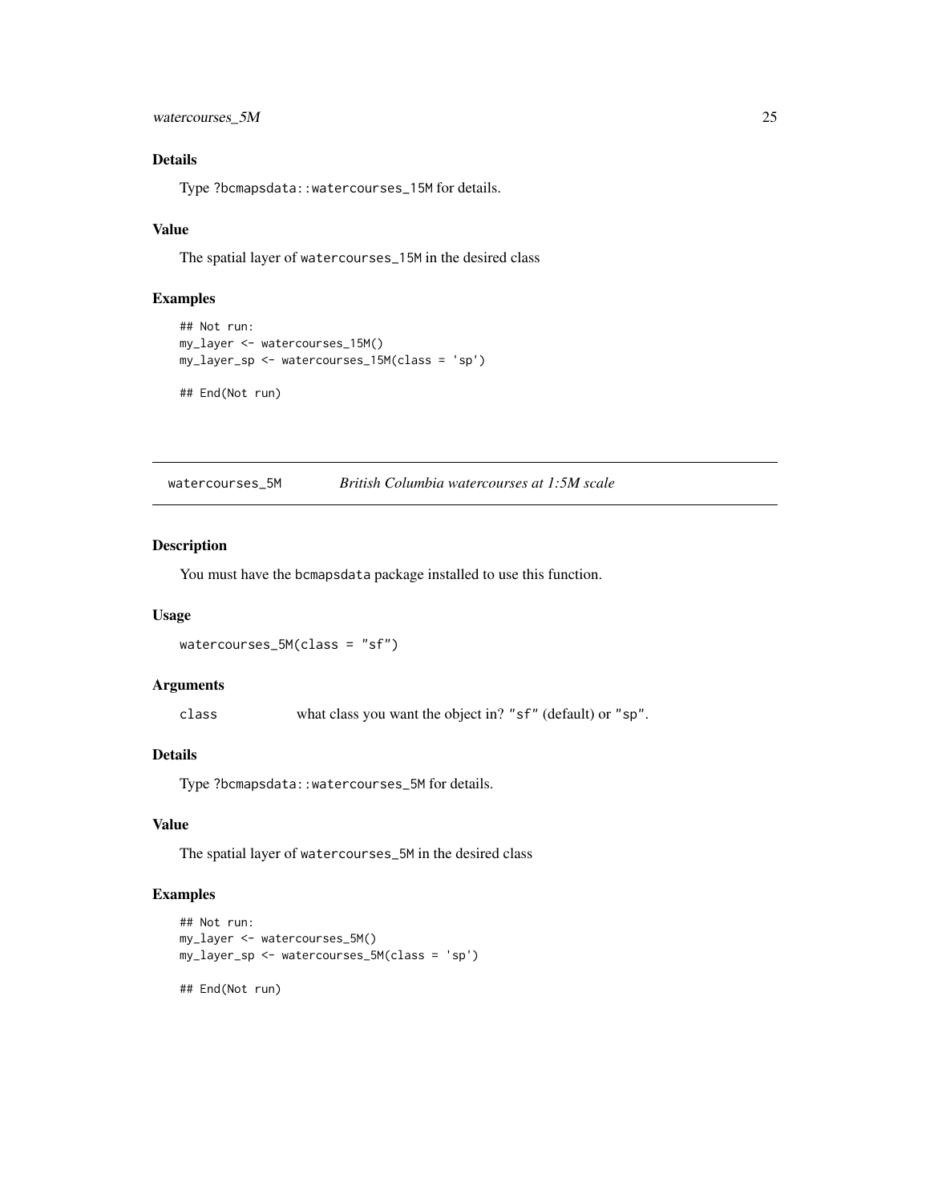### Details

Type ?bcmapsdata::watercourses_15M for details.

### Value

The spatial layer of watercourses_15M in the desired class

### Examples

```
## Not run:
my_layer <- watercourses_15M()
my_layer_sp <- watercourses_15M(class = 'sp')

## End(Not run)
```

---

## watercourses_5M — *British Columbia watercourses at 1:5M scale*

---

### Description

You must have the bcmapsdata package installed to use this function.

### Usage

```
watercourses_5M(class = "sf")
```

### Arguments

| | |
|---|---|
| class | what class you want the object in? "sf" (default) or "sp". |

### Details

Type ?bcmapsdata::watercourses_5M for details.

### Value

The spatial layer of watercourses_5M in the desired class

### Examples

```
## Not run:
my_layer <- watercourses_5M()
my_layer_sp <- watercourses_5M(class = 'sp')

## End(Not run)
```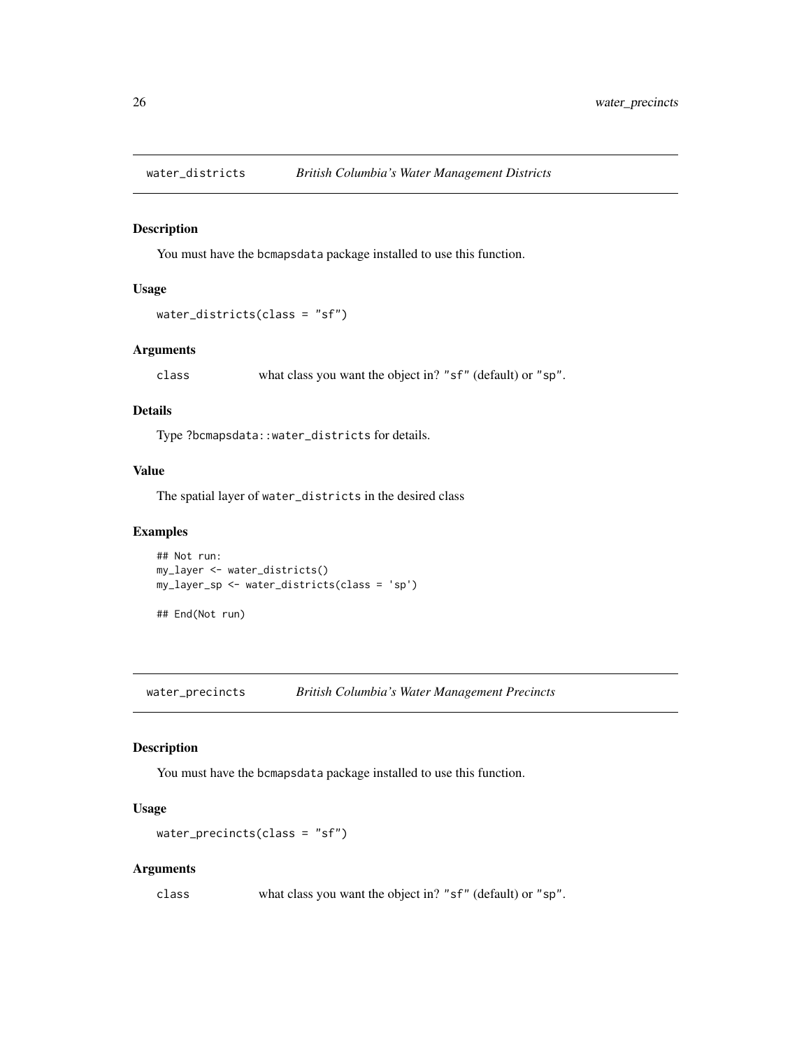## water_districts *British Columbia's Water Management Districts*

### Description

You must have the bcmapsdata package installed to use this function.

### Usage

```
water_districts(class = "sf")
```

### Arguments

class what class you want the object in? "sf" (default) or "sp".

### Details

Type ?bcmapsdata::water_districts for details.

### Value

The spatial layer of water_districts in the desired class

### Examples

```
## Not run:
my_layer <- water_districts()
my_layer_sp <- water_districts(class = 'sp')

## End(Not run)
```

## water_precincts *British Columbia's Water Management Precincts*

### Description

You must have the bcmapsdata package installed to use this function.

### Usage

```
water_precincts(class = "sf")
```

### Arguments

class what class you want the object in? "sf" (default) or "sp".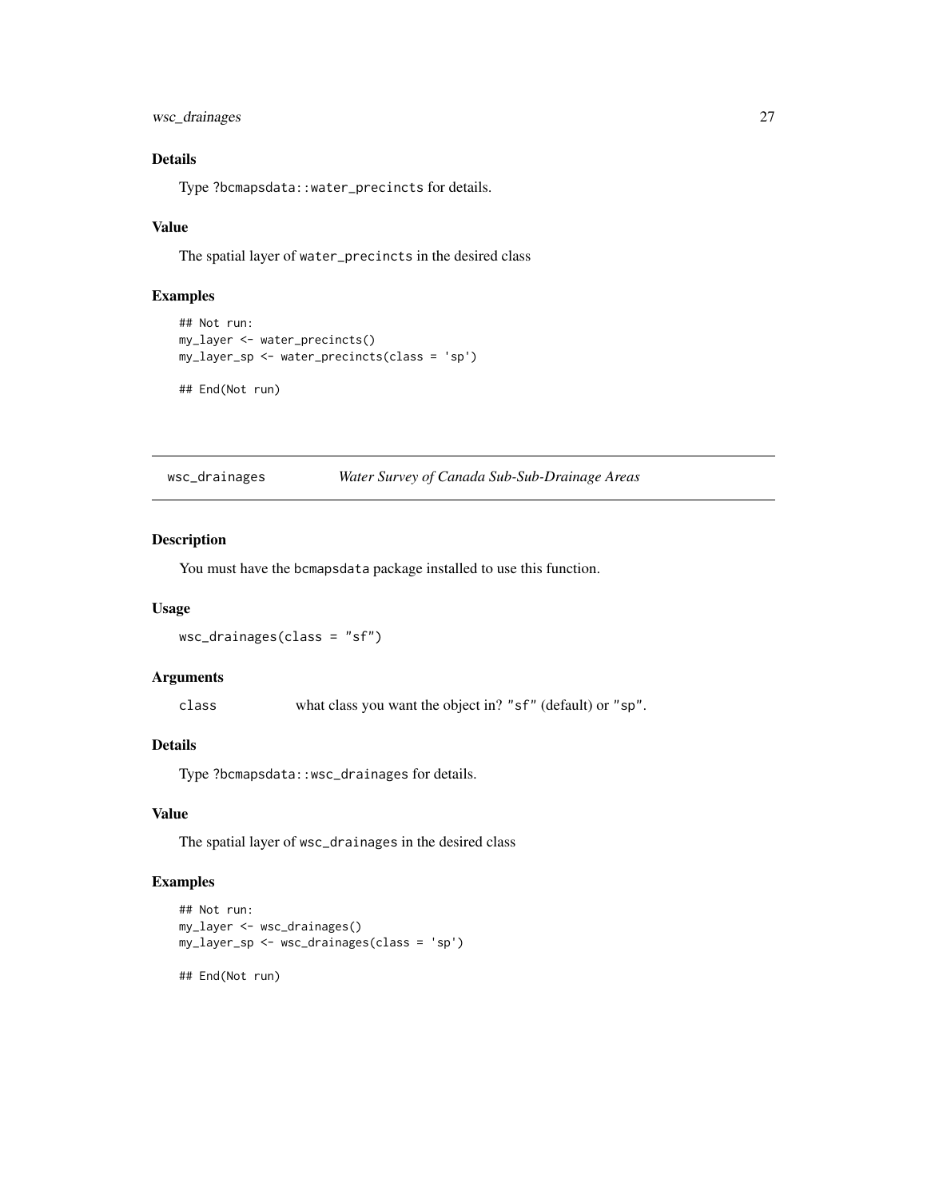### Details

Type ?bcmapsdata::water_precincts for details.

### Value

The spatial layer of water_precincts in the desired class

### Examples

```
## Not run:
my_layer <- water_precincts()
my_layer_sp <- water_precincts(class = 'sp')

## End(Not run)
```

---

## wsc_drainages — *Water Survey of Canada Sub-Sub-Drainage Areas*

### Description

You must have the bcmapsdata package installed to use this function.

### Usage

```
wsc_drainages(class = "sf")
```

### Arguments

| | |
|---|---|
| class | what class you want the object in? "sf" (default) or "sp". |

### Details

Type ?bcmapsdata::wsc_drainages for details.

### Value

The spatial layer of wsc_drainages in the desired class

### Examples

```
## Not run:
my_layer <- wsc_drainages()
my_layer_sp <- wsc_drainages(class = 'sp')

## End(Not run)
```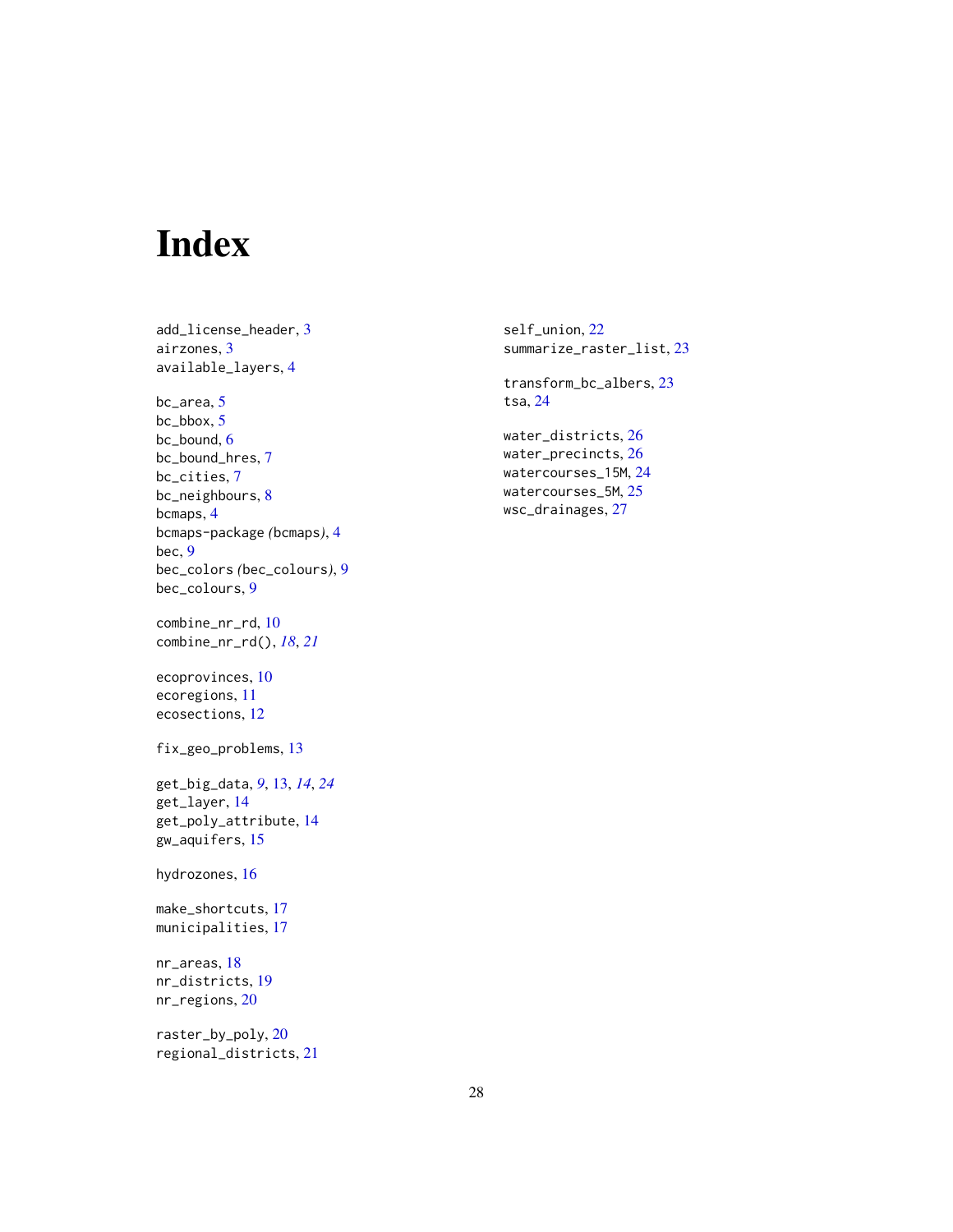# Index

add_license_header, 3
airzones, 3
available_layers, 4

bc_area, 5
bc_bbox, 5
bc_bound, 6
bc_bound_hres, 7
bc_cities, 7
bc_neighbours, 8
bcmaps, 4
bcmaps-package *(*bcmaps*)*, 4
bec, 9
bec_colors *(*bec_colours*)*, 9
bec_colours, 9

combine_nr_rd, 10
combine_nr_rd(), *18*, *21*

ecoprovinces, 10
ecoregions, 11
ecosections, 12

fix_geo_problems, 13

get_big_data, *9*, 13, *14*, *24*
get_layer, 14
get_poly_attribute, 14
gw_aquifers, 15

hydrozones, 16

make_shortcuts, 17
municipalities, 17

nr_areas, 18
nr_districts, 19
nr_regions, 20

raster_by_poly, 20
regional_districts, 21

self_union, 22
summarize_raster_list, 23

transform_bc_albers, 23
tsa, 24

water_districts, 26
water_precincts, 26
watercourses_15M, 24
watercourses_5M, 25
wsc_drainages, 27